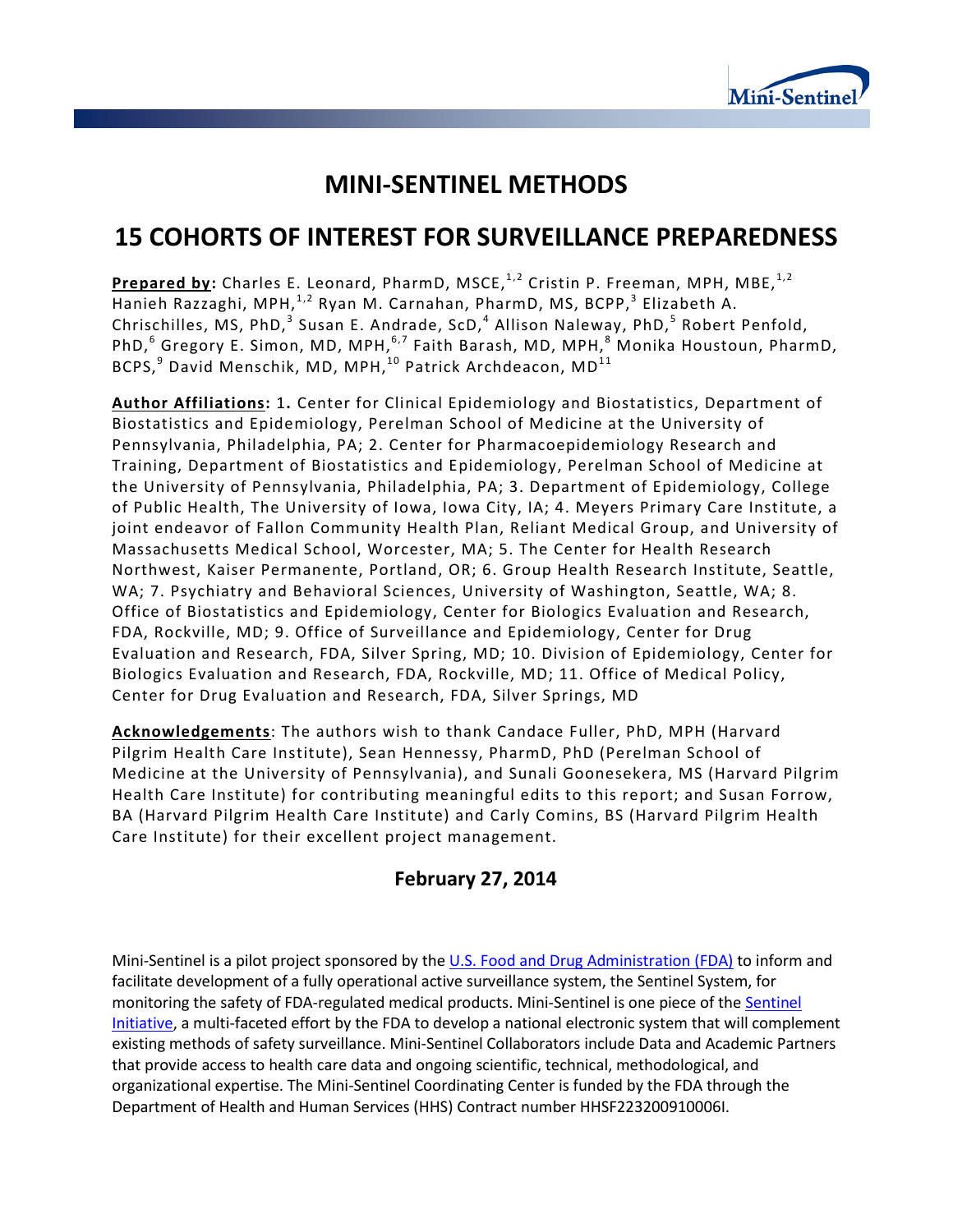# MINI-SENTINEL METHODS

# 15 COHORTS OF INTEREST FOR SURVEILLANCE PREPAREDNESS

**Prepared by:** Charles E. Leonard, PharmD, MSCE,[1,2] Cristin P. Freeman, MPH, MBE,[1,2] Hanieh Razzaghi, MPH,[1,2] Ryan M. Carnahan, PharmD, MS, BCPP,[3] Elizabeth A. Chrischilles, MS, PhD,[3] Susan E. Andrade, ScD,[4] Allison Naleway, PhD,[5] Robert Penfold, PhD,[6] Gregory E. Simon, MD, MPH,[6,7] Faith Barash, MD, MPH,[8] Monika Houstoun, PharmD, BCPS,[9] David Menschik, MD, MPH,[10] Patrick Archdeacon, MD[11]

**Author Affiliations:** 1. Center for Clinical Epidemiology and Biostatistics, Department of Biostatistics and Epidemiology, Perelman School of Medicine at the University of Pennsylvania, Philadelphia, PA; 2. Center for Pharmacoepidemiology Research and Training, Department of Biostatistics and Epidemiology, Perelman School of Medicine at the University of Pennsylvania, Philadelphia, PA; 3. Department of Epidemiology, College of Public Health, The University of Iowa, Iowa City, IA; 4. Meyers Primary Care Institute, a joint endeavor of Fallon Community Health Plan, Reliant Medical Group, and University of Massachusetts Medical School, Worcester, MA; 5. The Center for Health Research Northwest, Kaiser Permanente, Portland, OR; 6. Group Health Research Institute, Seattle, WA; 7. Psychiatry and Behavioral Sciences, University of Washington, Seattle, WA; 8. Office of Biostatistics and Epidemiology, Center for Biologics Evaluation and Research, FDA, Rockville, MD; 9. Office of Surveillance and Epidemiology, Center for Drug Evaluation and Research, FDA, Silver Spring, MD; 10. Division of Epidemiology, Center for Biologics Evaluation and Research, FDA, Rockville, MD; 11. Office of Medical Policy, Center for Drug Evaluation and Research, FDA, Silver Springs, MD

**Acknowledgements**: The authors wish to thank Candace Fuller, PhD, MPH (Harvard Pilgrim Health Care Institute), Sean Hennessy, PharmD, PhD (Perelman School of Medicine at the University of Pennsylvania), and Sunali Goonesekera, MS (Harvard Pilgrim Health Care Institute) for contributing meaningful edits to this report; and Susan Forrow, BA (Harvard Pilgrim Health Care Institute) and Carly Comins, BS (Harvard Pilgrim Health Care Institute) for their excellent project management.

**February 27, 2014**

Mini-Sentinel is a pilot project sponsored by the U.S. Food and Drug Administration (FDA) to inform and facilitate development of a fully operational active surveillance system, the Sentinel System, for monitoring the safety of FDA-regulated medical products. Mini-Sentinel is one piece of the Sentinel Initiative, a multi-faceted effort by the FDA to develop a national electronic system that will complement existing methods of safety surveillance. Mini-Sentinel Collaborators include Data and Academic Partners that provide access to health care data and ongoing scientific, technical, methodological, and organizational expertise. The Mini-Sentinel Coordinating Center is funded by the FDA through the Department of Health and Human Services (HHS) Contract number HHSF223200910006I.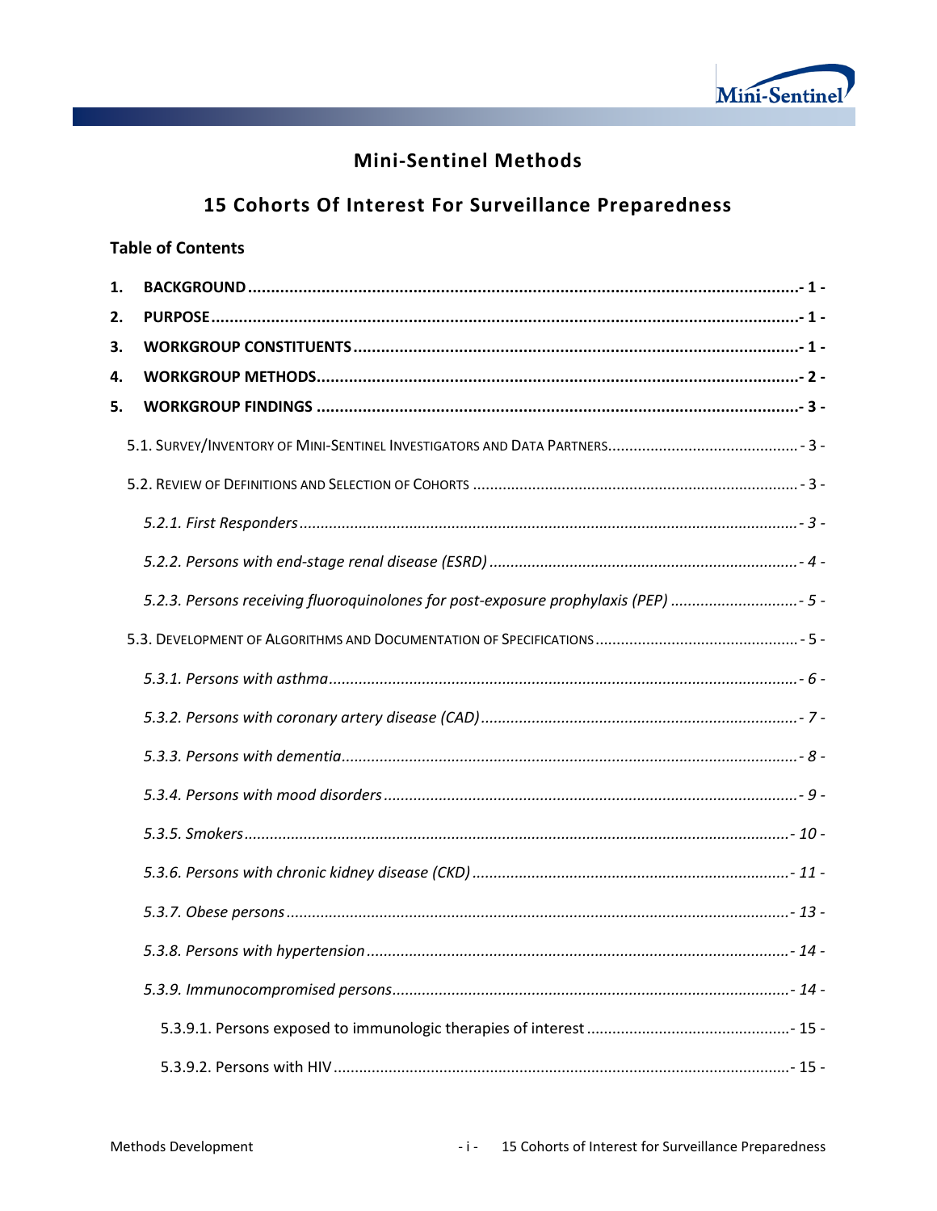# Mini-Sentinel Methods

## 15 Cohorts Of Interest For Surveillance Preparedness

### Table of Contents

1. **BACKGROUND** ........................................................................................................ - 1 -
2. **PURPOSE** ............................................................................................................... - 1 -
3. **WORKGROUP CONSTITUENTS** .................................................................................. - 1 -
4. **WORKGROUP METHODS** .......................................................................................... - 2 -
5. **WORKGROUP FINDINGS** ........................................................................................... - 3 -

5.1. SURVEY/INVENTORY OF MINI-SENTINEL INVESTIGATORS AND DATA PARTNERS ............................................ - 3 -

5.2. REVIEW OF DEFINITIONS AND SELECTION OF COHORTS ............................................................................ - 3 -

*5.2.1. First Responders* .................................................................................................... *- 3 -*

*5.2.2. Persons with end-stage renal disease (ESRD)* ............................................................... *- 4 -*

*5.2.3. Persons receiving fluoroquinolones for post-exposure prophylaxis (PEP)* .............................. *- 5 -*

5.3. DEVELOPMENT OF ALGORITHMS AND DOCUMENTATION OF SPECIFICATIONS ................................................ - 5 -

*5.3.1. Persons with asthma* ............................................................................................... *- 6 -*

*5.3.2. Persons with coronary artery disease (CAD)* ................................................................ *- 7 -*

*5.3.3. Persons with dementia* ............................................................................................ *- 8 -*

*5.3.4. Persons with mood disorders* ................................................................................... *- 9 -*

*5.3.5. Smokers* ............................................................................................................... *- 10 -*

*5.3.6. Persons with chronic kidney disease (CKD)* ................................................................ *- 11 -*

*5.3.7. Obese persons* ...................................................................................................... *- 13 -*

*5.3.8. Persons with hypertension* ...................................................................................... *- 14 -*

*5.3.9. Immunocompromised persons* ................................................................................. *- 14 -*

5.3.9.1. Persons exposed to immunologic therapies of interest ................................................ - 15 -

5.3.9.2. Persons with HIV .............................................................................................. - 15 -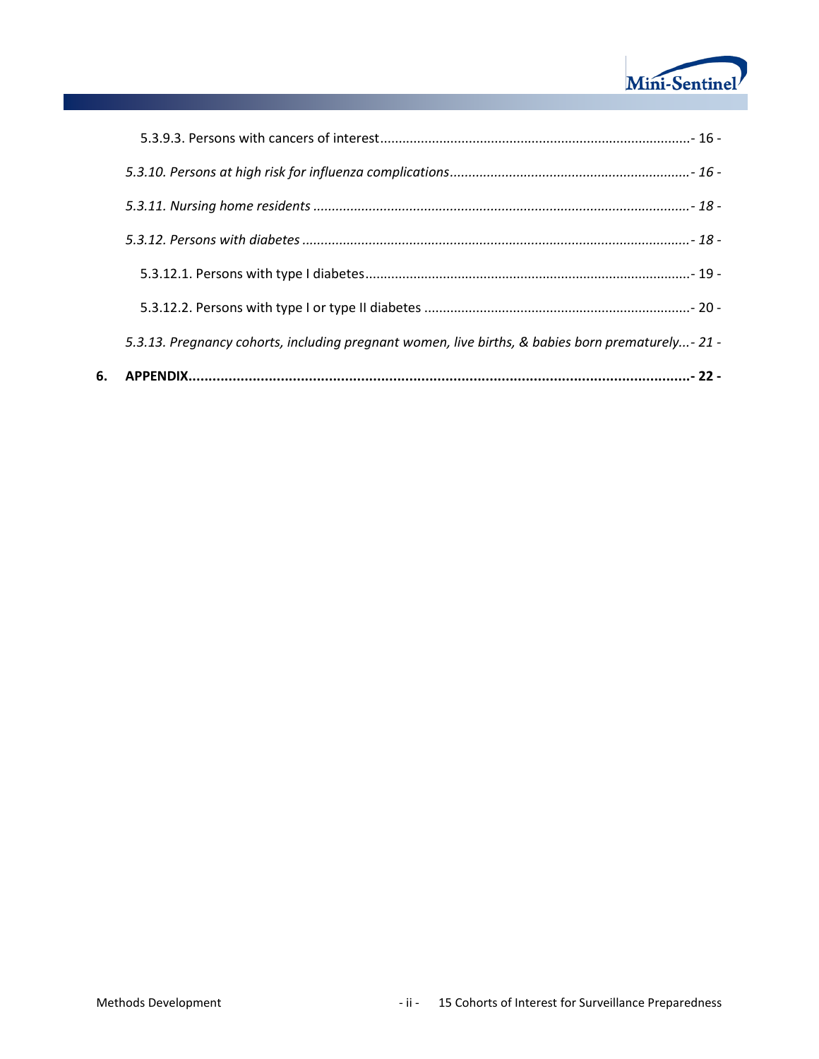5.3.9.3. Persons with cancers of interest .......................................................................... - 16 -

*5.3.10. Persons at high risk for influenza complications* ................................................................ *- 16 -*

*5.3.11. Nursing home residents* ...................................................................................................... *- 18 -*

*5.3.12. Persons with diabetes* ......................................................................................................... *- 18 -*

5.3.12.1. Persons with type I diabetes ........................................................................................ - 19 -

5.3.12.2. Persons with type I or type II diabetes ........................................................................ - 20 -

*5.3.13. Pregnancy cohorts, including pregnant women, live births, & babies born prematurely... - 21 -*

**6. APPENDIX................................................................................................................................ - 22 -**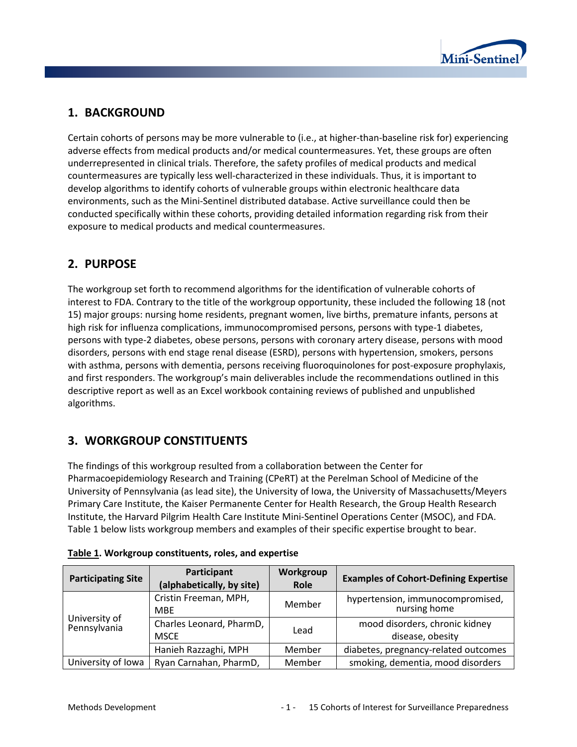## 1. BACKGROUND

Certain cohorts of persons may be more vulnerable to (i.e., at higher-than-baseline risk for) experiencing adverse effects from medical products and/or medical countermeasures. Yet, these groups are often underrepresented in clinical trials. Therefore, the safety profiles of medical products and medical countermeasures are typically less well-characterized in these individuals. Thus, it is important to develop algorithms to identify cohorts of vulnerable groups within electronic healthcare data environments, such as the Mini-Sentinel distributed database. Active surveillance could then be conducted specifically within these cohorts, providing detailed information regarding risk from their exposure to medical products and medical countermeasures.

## 2. PURPOSE

The workgroup set forth to recommend algorithms for the identification of vulnerable cohorts of interest to FDA. Contrary to the title of the workgroup opportunity, these included the following 18 (not 15) major groups: nursing home residents, pregnant women, live births, premature infants, persons at high risk for influenza complications, immunocompromised persons, persons with type-1 diabetes, persons with type-2 diabetes, obese persons, persons with coronary artery disease, persons with mood disorders, persons with end stage renal disease (ESRD), persons with hypertension, smokers, persons with asthma, persons with dementia, persons receiving fluoroquinolones for post-exposure prophylaxis, and first responders. The workgroup's main deliverables include the recommendations outlined in this descriptive report as well as an Excel workbook containing reviews of published and unpublished algorithms.

## 3. WORKGROUP CONSTITUENTS

The findings of this workgroup resulted from a collaboration between the Center for Pharmacoepidemiology Research and Training (CPeRT) at the Perelman School of Medicine of the University of Pennsylvania (as lead site), the University of Iowa, the University of Massachusetts/Meyers Primary Care Institute, the Kaiser Permanente Center for Health Research, the Group Health Research Institute, the Harvard Pilgrim Health Care Institute Mini-Sentinel Operations Center (MSOC), and FDA. Table 1 below lists workgroup members and examples of their specific expertise brought to bear.

**Table 1. Workgroup constituents, roles, and expertise**

| Participating Site | Participant (alphabetically, by site) | Workgroup Role | Examples of Cohort-Defining Expertise |
|---|---|---|---|
| University of Pennsylvania | Cristin Freeman, MPH, MBE | Member | hypertension, immunocompromised, nursing home |
| | Charles Leonard, PharmD, MSCE | Lead | mood disorders, chronic kidney disease, obesity |
| | Hanieh Razzaghi, MPH | Member | diabetes, pregnancy-related outcomes |
| University of Iowa | Ryan Carnahan, PharmD, | Member | smoking, dementia, mood disorders |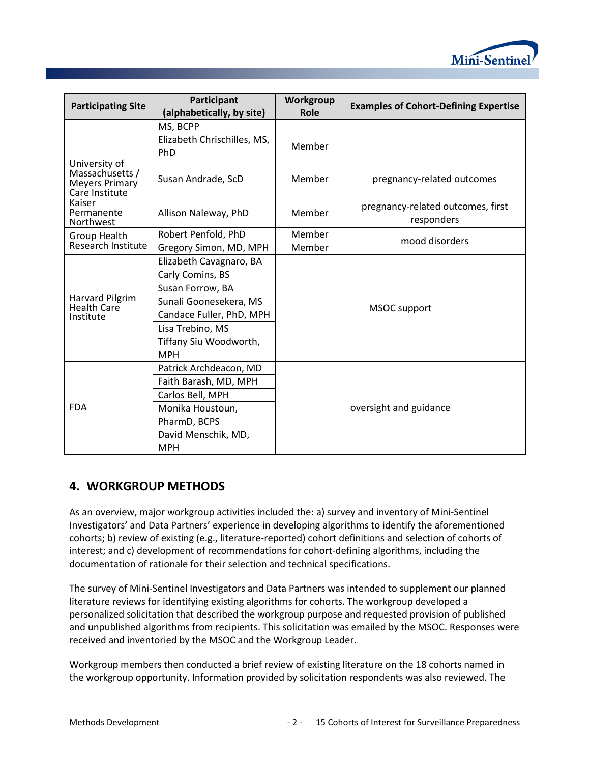| Participating Site | Participant (alphabetically, by site) | Workgroup Role | Examples of Cohort-Defining Expertise |
|---|---|---|---|
| | MS, BCPP | | |
| | Elizabeth Chrischilles, MS, PhD | Member | |
| University of Massachusetts / Meyers Primary Care Institute | Susan Andrade, ScD | Member | pregnancy-related outcomes |
| Kaiser Permanente Northwest | Allison Naleway, PhD | Member | pregnancy-related outcomes, first responders |
| Group Health Research Institute | Robert Penfold, PhD | Member | mood disorders |
| | Gregory Simon, MD, MPH | Member | |
| Harvard Pilgrim Health Care Institute | Elizabeth Cavagnaro, BA | MSOC support | |
| | Carly Comins, BS | | |
| | Susan Forrow, BA | | |
| | Sunali Goonesekera, MS | | |
| | Candace Fuller, PhD, MPH | | |
| | Lisa Trebino, MS | | |
| | Tiffany Siu Woodworth, MPH | | |
| FDA | Patrick Archdeacon, MD | oversight and guidance | |
| | Faith Barash, MD, MPH | | |
| | Carlos Bell, MPH | | |
| | Monika Houstoun, PharmD, BCPS | | |
| | David Menschik, MD, MPH | | |

## 4. WORKGROUP METHODS

As an overview, major workgroup activities included the: a) survey and inventory of Mini-Sentinel Investigators' and Data Partners' experience in developing algorithms to identify the aforementioned cohorts; b) review of existing (e.g., literature-reported) cohort definitions and selection of cohorts of interest; and c) development of recommendations for cohort-defining algorithms, including the documentation of rationale for their selection and technical specifications.

The survey of Mini-Sentinel Investigators and Data Partners was intended to supplement our planned literature reviews for identifying existing algorithms for cohorts. The workgroup developed a personalized solicitation that described the workgroup purpose and requested provision of published and unpublished algorithms from recipients. This solicitation was emailed by the MSOC. Responses were received and inventoried by the MSOC and the Workgroup Leader.

Workgroup members then conducted a brief review of existing literature on the 18 cohorts named in the workgroup opportunity. Information provided by solicitation respondents was also reviewed. The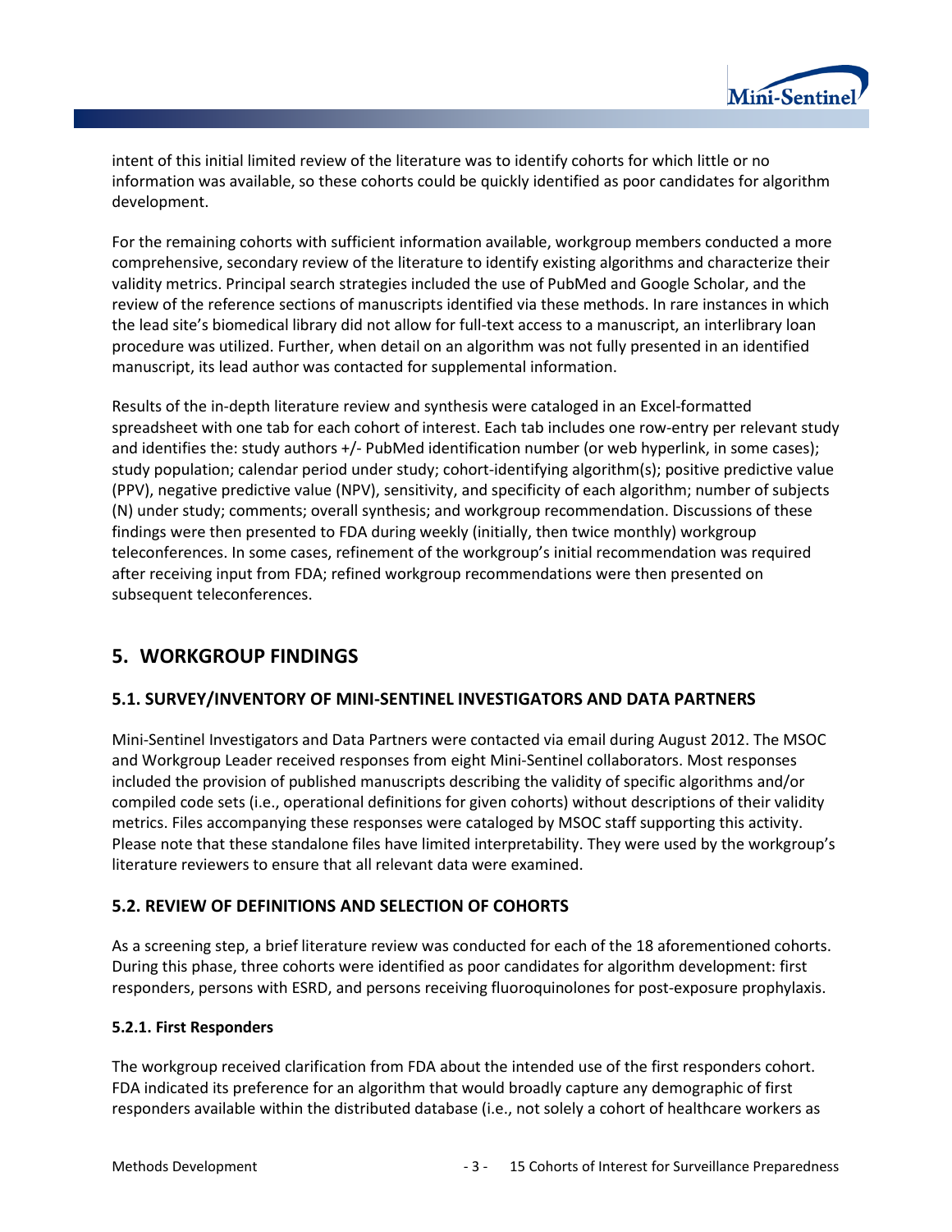intent of this initial limited review of the literature was to identify cohorts for which little or no information was available, so these cohorts could be quickly identified as poor candidates for algorithm development.

For the remaining cohorts with sufficient information available, workgroup members conducted a more comprehensive, secondary review of the literature to identify existing algorithms and characterize their validity metrics. Principal search strategies included the use of PubMed and Google Scholar, and the review of the reference sections of manuscripts identified via these methods. In rare instances in which the lead site's biomedical library did not allow for full-text access to a manuscript, an interlibrary loan procedure was utilized. Further, when detail on an algorithm was not fully presented in an identified manuscript, its lead author was contacted for supplemental information.

Results of the in-depth literature review and synthesis were cataloged in an Excel-formatted spreadsheet with one tab for each cohort of interest. Each tab includes one row-entry per relevant study and identifies the: study authors +/- PubMed identification number (or web hyperlink, in some cases); study population; calendar period under study; cohort-identifying algorithm(s); positive predictive value (PPV), negative predictive value (NPV), sensitivity, and specificity of each algorithm; number of subjects (N) under study; comments; overall synthesis; and workgroup recommendation. Discussions of these findings were then presented to FDA during weekly (initially, then twice monthly) workgroup teleconferences. In some cases, refinement of the workgroup's initial recommendation was required after receiving input from FDA; refined workgroup recommendations were then presented on subsequent teleconferences.

## 5. WORKGROUP FINDINGS

### 5.1. SURVEY/INVENTORY OF MINI-SENTINEL INVESTIGATORS AND DATA PARTNERS

Mini-Sentinel Investigators and Data Partners were contacted via email during August 2012. The MSOC and Workgroup Leader received responses from eight Mini-Sentinel collaborators. Most responses included the provision of published manuscripts describing the validity of specific algorithms and/or compiled code sets (i.e., operational definitions for given cohorts) without descriptions of their validity metrics. Files accompanying these responses were cataloged by MSOC staff supporting this activity. Please note that these standalone files have limited interpretability. They were used by the workgroup's literature reviewers to ensure that all relevant data were examined.

### 5.2. REVIEW OF DEFINITIONS AND SELECTION OF COHORTS

As a screening step, a brief literature review was conducted for each of the 18 aforementioned cohorts. During this phase, three cohorts were identified as poor candidates for algorithm development: first responders, persons with ESRD, and persons receiving fluoroquinolones for post-exposure prophylaxis.

#### 5.2.1. First Responders

The workgroup received clarification from FDA about the intended use of the first responders cohort. FDA indicated its preference for an algorithm that would broadly capture any demographic of first responders available within the distributed database (i.e., not solely a cohort of healthcare workers as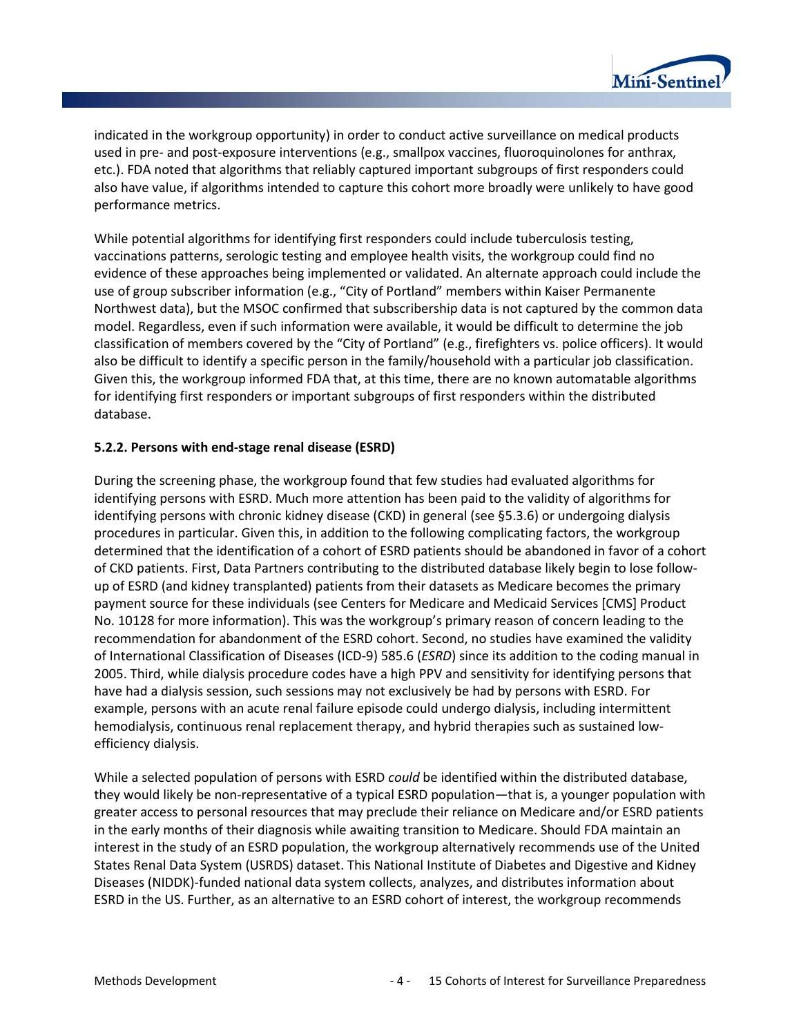indicated in the workgroup opportunity) in order to conduct active surveillance on medical products used in pre- and post-exposure interventions (e.g., smallpox vaccines, fluoroquinolones for anthrax, etc.). FDA noted that algorithms that reliably captured important subgroups of first responders could also have value, if algorithms intended to capture this cohort more broadly were unlikely to have good performance metrics.

While potential algorithms for identifying first responders could include tuberculosis testing, vaccinations patterns, serologic testing and employee health visits, the workgroup could find no evidence of these approaches being implemented or validated. An alternate approach could include the use of group subscriber information (e.g., "City of Portland" members within Kaiser Permanente Northwest data), but the MSOC confirmed that subscribership data is not captured by the common data model. Regardless, even if such information were available, it would be difficult to determine the job classification of members covered by the "City of Portland" (e.g., firefighters vs. police officers). It would also be difficult to identify a specific person in the family/household with a particular job classification. Given this, the workgroup informed FDA that, at this time, there are no known automatable algorithms for identifying first responders or important subgroups of first responders within the distributed database.

### 5.2.2. Persons with end-stage renal disease (ESRD)

During the screening phase, the workgroup found that few studies had evaluated algorithms for identifying persons with ESRD. Much more attention has been paid to the validity of algorithms for identifying persons with chronic kidney disease (CKD) in general (see §5.3.6) or undergoing dialysis procedures in particular. Given this, in addition to the following complicating factors, the workgroup determined that the identification of a cohort of ESRD patients should be abandoned in favor of a cohort of CKD patients. First, Data Partners contributing to the distributed database likely begin to lose follow-up of ESRD (and kidney transplanted) patients from their datasets as Medicare becomes the primary payment source for these individuals (see Centers for Medicare and Medicaid Services [CMS] Product No. 10128 for more information). This was the workgroup's primary reason of concern leading to the recommendation for abandonment of the ESRD cohort. Second, no studies have examined the validity of International Classification of Diseases (ICD-9) 585.6 (*ESRD*) since its addition to the coding manual in 2005. Third, while dialysis procedure codes have a high PPV and sensitivity for identifying persons that have had a dialysis session, such sessions may not exclusively be had by persons with ESRD. For example, persons with an acute renal failure episode could undergo dialysis, including intermittent hemodialysis, continuous renal replacement therapy, and hybrid therapies such as sustained low-efficiency dialysis.

While a selected population of persons with ESRD *could* be identified within the distributed database, they would likely be non-representative of a typical ESRD population—that is, a younger population with greater access to personal resources that may preclude their reliance on Medicare and/or ESRD patients in the early months of their diagnosis while awaiting transition to Medicare. Should FDA maintain an interest in the study of an ESRD population, the workgroup alternatively recommends use of the United States Renal Data System (USRDS) dataset. This National Institute of Diabetes and Digestive and Kidney Diseases (NIDDK)-funded national data system collects, analyzes, and distributes information about ESRD in the US. Further, as an alternative to an ESRD cohort of interest, the workgroup recommends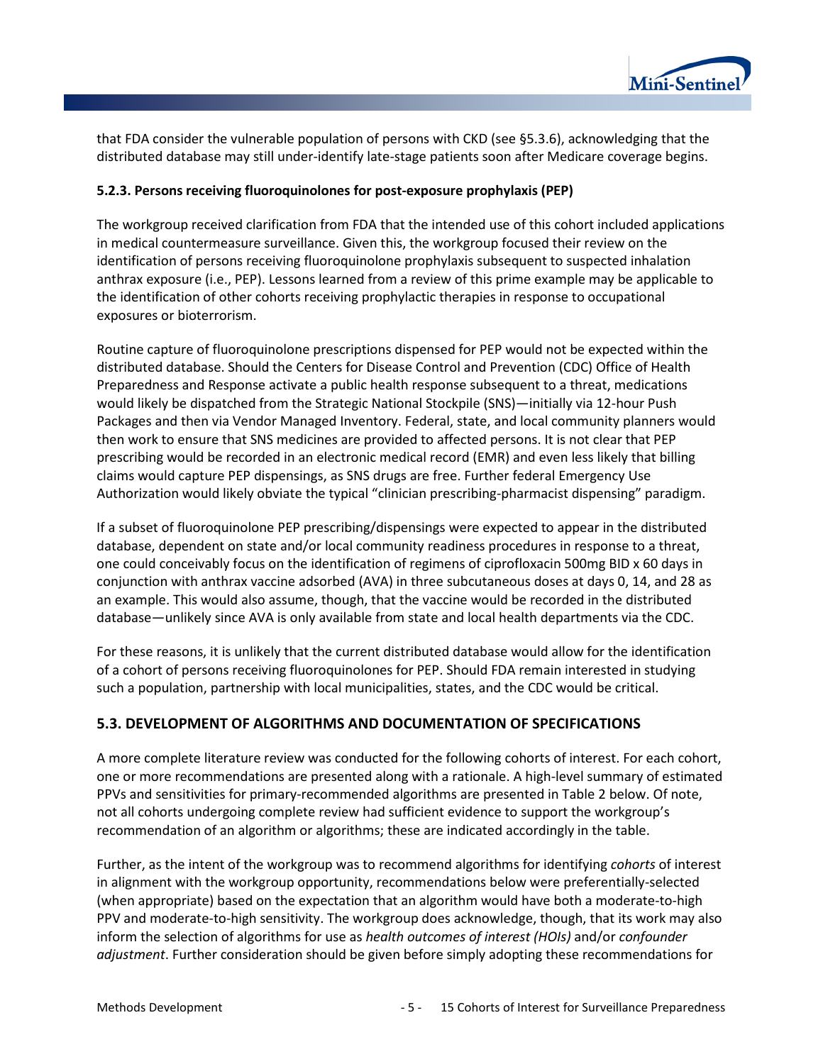that FDA consider the vulnerable population of persons with CKD (see §5.3.6), acknowledging that the distributed database may still under-identify late-stage patients soon after Medicare coverage begins.

### 5.2.3. Persons receiving fluoroquinolones for post-exposure prophylaxis (PEP)

The workgroup received clarification from FDA that the intended use of this cohort included applications in medical countermeasure surveillance. Given this, the workgroup focused their review on the identification of persons receiving fluoroquinolone prophylaxis subsequent to suspected inhalation anthrax exposure (i.e., PEP). Lessons learned from a review of this prime example may be applicable to the identification of other cohorts receiving prophylactic therapies in response to occupational exposures or bioterrorism.

Routine capture of fluoroquinolone prescriptions dispensed for PEP would not be expected within the distributed database. Should the Centers for Disease Control and Prevention (CDC) Office of Health Preparedness and Response activate a public health response subsequent to a threat, medications would likely be dispatched from the Strategic National Stockpile (SNS)—initially via 12-hour Push Packages and then via Vendor Managed Inventory. Federal, state, and local community planners would then work to ensure that SNS medicines are provided to affected persons. It is not clear that PEP prescribing would be recorded in an electronic medical record (EMR) and even less likely that billing claims would capture PEP dispensings, as SNS drugs are free. Further federal Emergency Use Authorization would likely obviate the typical "clinician prescribing-pharmacist dispensing" paradigm.

If a subset of fluoroquinolone PEP prescribing/dispensings were expected to appear in the distributed database, dependent on state and/or local community readiness procedures in response to a threat, one could conceivably focus on the identification of regimens of ciprofloxacin 500mg BID x 60 days in conjunction with anthrax vaccine adsorbed (AVA) in three subcutaneous doses at days 0, 14, and 28 as an example. This would also assume, though, that the vaccine would be recorded in the distributed database—unlikely since AVA is only available from state and local health departments via the CDC.

For these reasons, it is unlikely that the current distributed database would allow for the identification of a cohort of persons receiving fluoroquinolones for PEP. Should FDA remain interested in studying such a population, partnership with local municipalities, states, and the CDC would be critical.

## 5.3. DEVELOPMENT OF ALGORITHMS AND DOCUMENTATION OF SPECIFICATIONS

A more complete literature review was conducted for the following cohorts of interest. For each cohort, one or more recommendations are presented along with a rationale. A high-level summary of estimated PPVs and sensitivities for primary-recommended algorithms are presented in Table 2 below. Of note, not all cohorts undergoing complete review had sufficient evidence to support the workgroup's recommendation of an algorithm or algorithms; these are indicated accordingly in the table.

Further, as the intent of the workgroup was to recommend algorithms for identifying *cohorts* of interest in alignment with the workgroup opportunity, recommendations below were preferentially-selected (when appropriate) based on the expectation that an algorithm would have both a moderate-to-high PPV and moderate-to-high sensitivity. The workgroup does acknowledge, though, that its work may also inform the selection of algorithms for use as *health outcomes of interest (HOIs)* and/or *confounder adjustment*. Further consideration should be given before simply adopting these recommendations for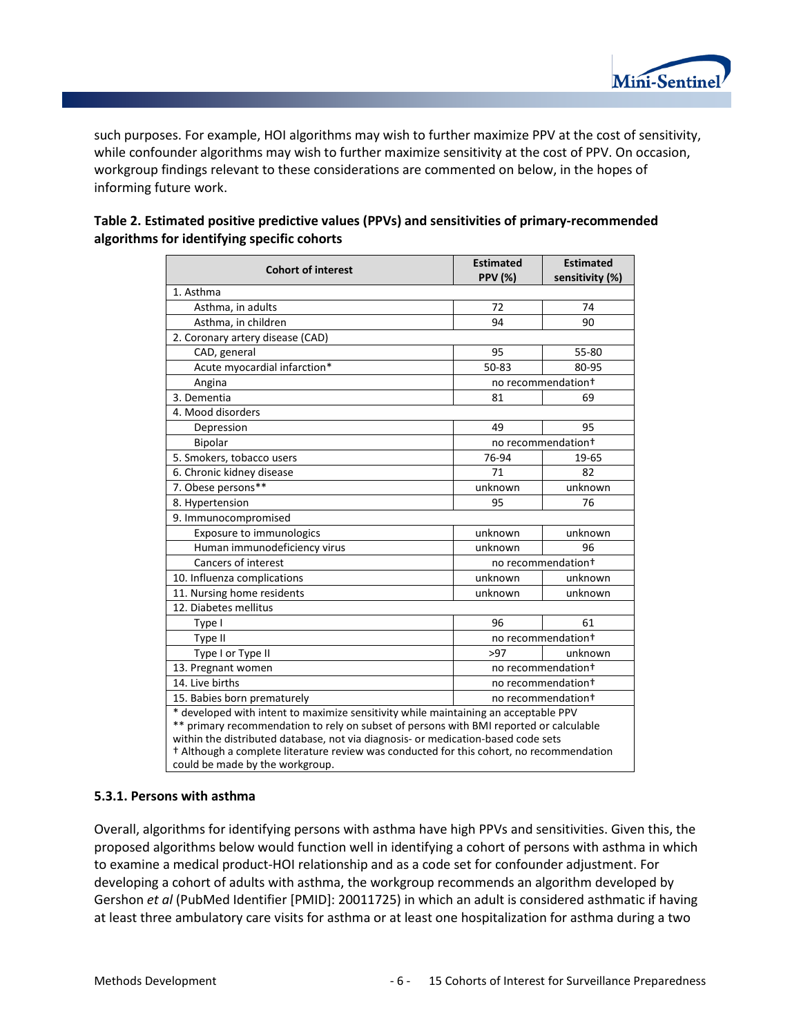such purposes. For example, HOI algorithms may wish to further maximize PPV at the cost of sensitivity, while confounder algorithms may wish to further maximize sensitivity at the cost of PPV. On occasion, workgroup findings relevant to these considerations are commented on below, in the hopes of informing future work.

**Table 2. Estimated positive predictive values (PPVs) and sensitivities of primary-recommended algorithms for identifying specific cohorts**

| Cohort of interest | Estimated PPV (%) | Estimated sensitivity (%) |
|---|---|---|
| 1. Asthma | | |
| Asthma, in adults | 72 | 74 |
| Asthma, in children | 94 | 90 |
| 2. Coronary artery disease (CAD) | | |
| CAD, general | 95 | 55-80 |
| Acute myocardial infarction* | 50-83 | 80-95 |
| Angina | no recommendation† | |
| 3. Dementia | 81 | 69 |
| 4. Mood disorders | | |
| Depression | 49 | 95 |
| Bipolar | no recommendation† | |
| 5. Smokers, tobacco users | 76-94 | 19-65 |
| 6. Chronic kidney disease | 71 | 82 |
| 7. Obese persons** | unknown | unknown |
| 8. Hypertension | 95 | 76 |
| 9. Immunocompromised | | |
| Exposure to immunologics | unknown | unknown |
| Human immunodeficiency virus | unknown | 96 |
| Cancers of interest | no recommendation† | |
| 10. Influenza complications | unknown | unknown |
| 11. Nursing home residents | unknown | unknown |
| 12. Diabetes mellitus | | |
| Type I | 96 | 61 |
| Type II | no recommendation† | |
| Type I or Type II | >97 | unknown |
| 13. Pregnant women | no recommendation† | |
| 14. Live births | no recommendation† | |
| 15. Babies born prematurely | no recommendation† | |

\* developed with intent to maximize sensitivity while maintaining an acceptable PPV
\*\* primary recommendation to rely on subset of persons with BMI reported or calculable within the distributed database, not via diagnosis- or medication-based code sets
† Although a complete literature review was conducted for this cohort, no recommendation could be made by the workgroup.

### 5.3.1. Persons with asthma

Overall, algorithms for identifying persons with asthma have high PPVs and sensitivities. Given this, the proposed algorithms below would function well in identifying a cohort of persons with asthma in which to examine a medical product-HOI relationship and as a code set for confounder adjustment. For developing a cohort of adults with asthma, the workgroup recommends an algorithm developed by Gershon *et al* (PubMed Identifier [PMID]: 20011725) in which an adult is considered asthmatic if having at least three ambulatory care visits for asthma or at least one hospitalization for asthma during a two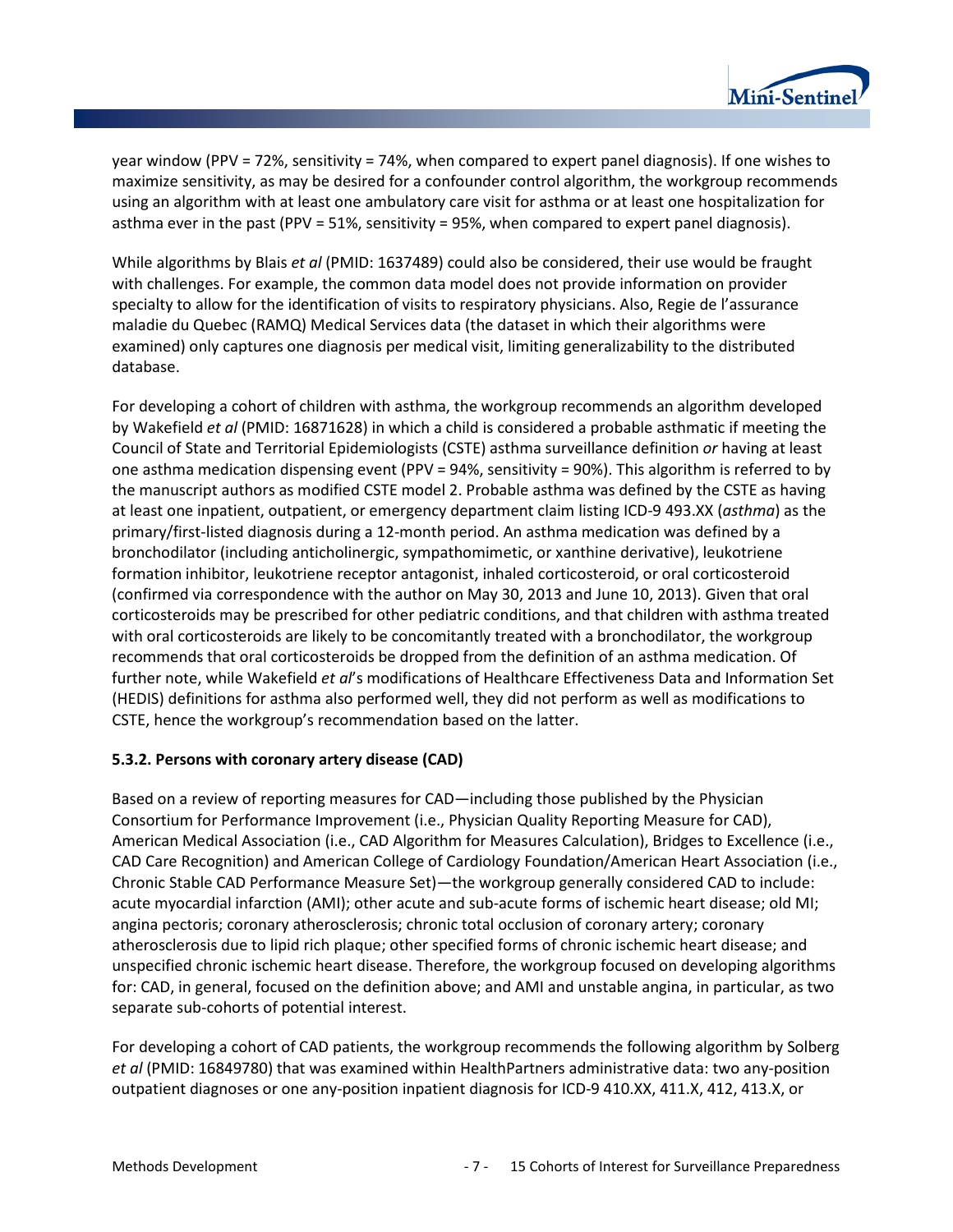year window (PPV = 72%, sensitivity = 74%, when compared to expert panel diagnosis). If one wishes to maximize sensitivity, as may be desired for a confounder control algorithm, the workgroup recommends using an algorithm with at least one ambulatory care visit for asthma or at least one hospitalization for asthma ever in the past (PPV = 51%, sensitivity = 95%, when compared to expert panel diagnosis).

While algorithms by Blais *et al* (PMID: 1637489) could also be considered, their use would be fraught with challenges. For example, the common data model does not provide information on provider specialty to allow for the identification of visits to respiratory physicians. Also, Regie de l'assurance maladie du Quebec (RAMQ) Medical Services data (the dataset in which their algorithms were examined) only captures one diagnosis per medical visit, limiting generalizability to the distributed database.

For developing a cohort of children with asthma, the workgroup recommends an algorithm developed by Wakefield *et al* (PMID: 16871628) in which a child is considered a probable asthmatic if meeting the Council of State and Territorial Epidemiologists (CSTE) asthma surveillance definition *or* having at least one asthma medication dispensing event (PPV = 94%, sensitivity = 90%). This algorithm is referred to by the manuscript authors as modified CSTE model 2. Probable asthma was defined by the CSTE as having at least one inpatient, outpatient, or emergency department claim listing ICD-9 493.XX (*asthma*) as the primary/first-listed diagnosis during a 12-month period. An asthma medication was defined by a bronchodilator (including anticholinergic, sympathomimetic, or xanthine derivative), leukotriene formation inhibitor, leukotriene receptor antagonist, inhaled corticosteroid, or oral corticosteroid (confirmed via correspondence with the author on May 30, 2013 and June 10, 2013). Given that oral corticosteroids may be prescribed for other pediatric conditions, and that children with asthma treated with oral corticosteroids are likely to be concomitantly treated with a bronchodilator, the workgroup recommends that oral corticosteroids be dropped from the definition of an asthma medication. Of further note, while Wakefield *et al*'s modifications of Healthcare Effectiveness Data and Information Set (HEDIS) definitions for asthma also performed well, they did not perform as well as modifications to CSTE, hence the workgroup's recommendation based on the latter.

### 5.3.2. Persons with coronary artery disease (CAD)

Based on a review of reporting measures for CAD—including those published by the Physician Consortium for Performance Improvement (i.e., Physician Quality Reporting Measure for CAD), American Medical Association (i.e., CAD Algorithm for Measures Calculation), Bridges to Excellence (i.e., CAD Care Recognition) and American College of Cardiology Foundation/American Heart Association (i.e., Chronic Stable CAD Performance Measure Set)—the workgroup generally considered CAD to include: acute myocardial infarction (AMI); other acute and sub-acute forms of ischemic heart disease; old MI; angina pectoris; coronary atherosclerosis; chronic total occlusion of coronary artery; coronary atherosclerosis due to lipid rich plaque; other specified forms of chronic ischemic heart disease; and unspecified chronic ischemic heart disease. Therefore, the workgroup focused on developing algorithms for: CAD, in general, focused on the definition above; and AMI and unstable angina, in particular, as two separate sub-cohorts of potential interest.

For developing a cohort of CAD patients, the workgroup recommends the following algorithm by Solberg *et al* (PMID: 16849780) that was examined within HealthPartners administrative data: two any-position outpatient diagnoses or one any-position inpatient diagnosis for ICD-9 410.XX, 411.X, 412, 413.X, or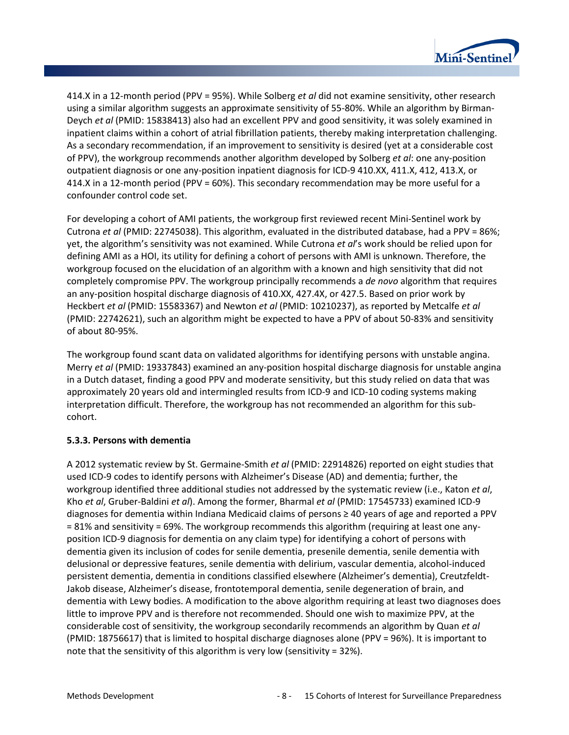414.X in a 12-month period (PPV = 95%). While Solberg *et al* did not examine sensitivity, other research using a similar algorithm suggests an approximate sensitivity of 55-80%. While an algorithm by Birman-Deych *et al* (PMID: 15838413) also had an excellent PPV and good sensitivity, it was solely examined in inpatient claims within a cohort of atrial fibrillation patients, thereby making interpretation challenging. As a secondary recommendation, if an improvement to sensitivity is desired (yet at a considerable cost of PPV), the workgroup recommends another algorithm developed by Solberg *et al*: one any-position outpatient diagnosis or one any-position inpatient diagnosis for ICD-9 410.XX, 411.X, 412, 413.X, or 414.X in a 12-month period (PPV = 60%). This secondary recommendation may be more useful for a confounder control code set.

For developing a cohort of AMI patients, the workgroup first reviewed recent Mini-Sentinel work by Cutrona *et al* (PMID: 22745038). This algorithm, evaluated in the distributed database, had a PPV = 86%; yet, the algorithm's sensitivity was not examined. While Cutrona *et al*'s work should be relied upon for defining AMI as a HOI, its utility for defining a cohort of persons with AMI is unknown. Therefore, the workgroup focused on the elucidation of an algorithm with a known and high sensitivity that did not completely compromise PPV. The workgroup principally recommends a *de novo* algorithm that requires an any-position hospital discharge diagnosis of 410.XX, 427.4X, or 427.5. Based on prior work by Heckbert *et al* (PMID: 15583367) and Newton *et al* (PMID: 10210237), as reported by Metcalfe *et al* (PMID: 22742621), such an algorithm might be expected to have a PPV of about 50-83% and sensitivity of about 80-95%.

The workgroup found scant data on validated algorithms for identifying persons with unstable angina. Merry *et al* (PMID: 19337843) examined an any-position hospital discharge diagnosis for unstable angina in a Dutch dataset, finding a good PPV and moderate sensitivity, but this study relied on data that was approximately 20 years old and intermingled results from ICD-9 and ICD-10 coding systems making interpretation difficult. Therefore, the workgroup has not recommended an algorithm for this sub-cohort.

### 5.3.3. Persons with dementia

A 2012 systematic review by St. Germaine-Smith *et al* (PMID: 22914826) reported on eight studies that used ICD-9 codes to identify persons with Alzheimer's Disease (AD) and dementia; further, the workgroup identified three additional studies not addressed by the systematic review (i.e., Katon *et al*, Kho *et al*, Gruber-Baldini *et al*). Among the former, Bharmal *et al* (PMID: 17545733) examined ICD-9 diagnoses for dementia within Indiana Medicaid claims of persons ≥ 40 years of age and reported a PPV = 81% and sensitivity = 69%. The workgroup recommends this algorithm (requiring at least one any-position ICD-9 diagnosis for dementia on any claim type) for identifying a cohort of persons with dementia given its inclusion of codes for senile dementia, presenile dementia, senile dementia with delusional or depressive features, senile dementia with delirium, vascular dementia, alcohol-induced persistent dementia, dementia in conditions classified elsewhere (Alzheimer's dementia), Creutzfeldt-Jakob disease, Alzheimer's disease, frontotemporal dementia, senile degeneration of brain, and dementia with Lewy bodies. A modification to the above algorithm requiring at least two diagnoses does little to improve PPV and is therefore not recommended. Should one wish to maximize PPV, at the considerable cost of sensitivity, the workgroup secondarily recommends an algorithm by Quan *et al* (PMID: 18756617) that is limited to hospital discharge diagnoses alone (PPV = 96%). It is important to note that the sensitivity of this algorithm is very low (sensitivity = 32%).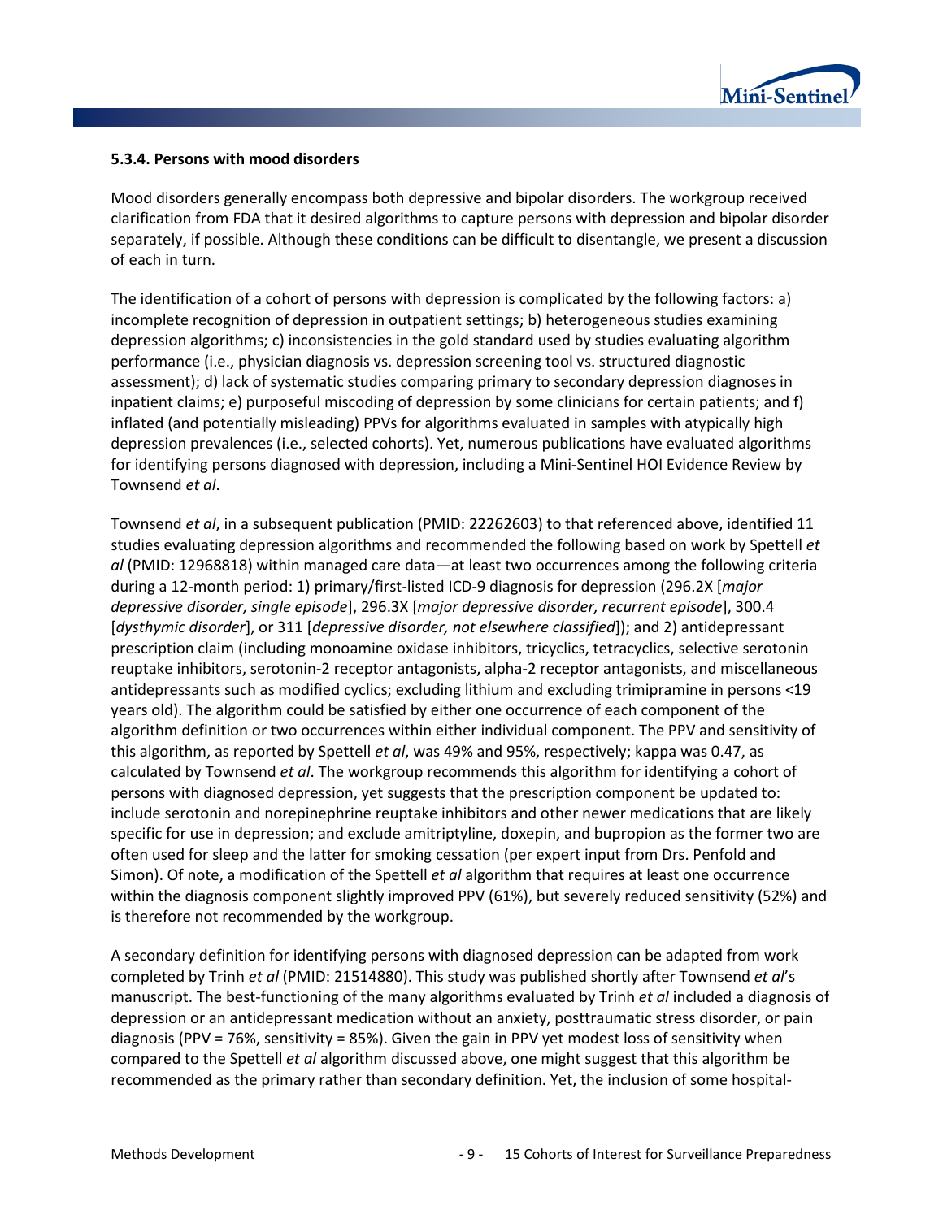#### 5.3.4. Persons with mood disorders

Mood disorders generally encompass both depressive and bipolar disorders. The workgroup received clarification from FDA that it desired algorithms to capture persons with depression and bipolar disorder separately, if possible. Although these conditions can be difficult to disentangle, we present a discussion of each in turn.

The identification of a cohort of persons with depression is complicated by the following factors: a) incomplete recognition of depression in outpatient settings; b) heterogeneous studies examining depression algorithms; c) inconsistencies in the gold standard used by studies evaluating algorithm performance (i.e., physician diagnosis vs. depression screening tool vs. structured diagnostic assessment); d) lack of systematic studies comparing primary to secondary depression diagnoses in inpatient claims; e) purposeful miscoding of depression by some clinicians for certain patients; and f) inflated (and potentially misleading) PPVs for algorithms evaluated in samples with atypically high depression prevalences (i.e., selected cohorts). Yet, numerous publications have evaluated algorithms for identifying persons diagnosed with depression, including a Mini-Sentinel HOI Evidence Review by Townsend *et al*.

Townsend *et al*, in a subsequent publication (PMID: 22262603) to that referenced above, identified 11 studies evaluating depression algorithms and recommended the following based on work by Spettell *et al* (PMID: 12968818) within managed care data—at least two occurrences among the following criteria during a 12-month period: 1) primary/first-listed ICD-9 diagnosis for depression (296.2X [*major depressive disorder, single episode*], 296.3X [*major depressive disorder, recurrent episode*], 300.4 [*dysthymic disorder*], or 311 [*depressive disorder, not elsewhere classified*]); and 2) antidepressant prescription claim (including monoamine oxidase inhibitors, tricyclics, tetracyclics, selective serotonin reuptake inhibitors, serotonin-2 receptor antagonists, alpha-2 receptor antagonists, and miscellaneous antidepressants such as modified cyclics; excluding lithium and excluding trimipramine in persons <19 years old). The algorithm could be satisfied by either one occurrence of each component of the algorithm definition or two occurrences within either individual component. The PPV and sensitivity of this algorithm, as reported by Spettell *et al*, was 49% and 95%, respectively; kappa was 0.47, as calculated by Townsend *et al*. The workgroup recommends this algorithm for identifying a cohort of persons with diagnosed depression, yet suggests that the prescription component be updated to: include serotonin and norepinephrine reuptake inhibitors and other newer medications that are likely specific for use in depression; and exclude amitriptyline, doxepin, and bupropion as the former two are often used for sleep and the latter for smoking cessation (per expert input from Drs. Penfold and Simon). Of note, a modification of the Spettell *et al* algorithm that requires at least one occurrence within the diagnosis component slightly improved PPV (61%), but severely reduced sensitivity (52%) and is therefore not recommended by the workgroup.

A secondary definition for identifying persons with diagnosed depression can be adapted from work completed by Trinh *et al* (PMID: 21514880). This study was published shortly after Townsend *et al*'s manuscript. The best-functioning of the many algorithms evaluated by Trinh *et al* included a diagnosis of depression or an antidepressant medication without an anxiety, posttraumatic stress disorder, or pain diagnosis (PPV = 76%, sensitivity = 85%). Given the gain in PPV yet modest loss of sensitivity when compared to the Spettell *et al* algorithm discussed above, one might suggest that this algorithm be recommended as the primary rather than secondary definition. Yet, the inclusion of some hospital-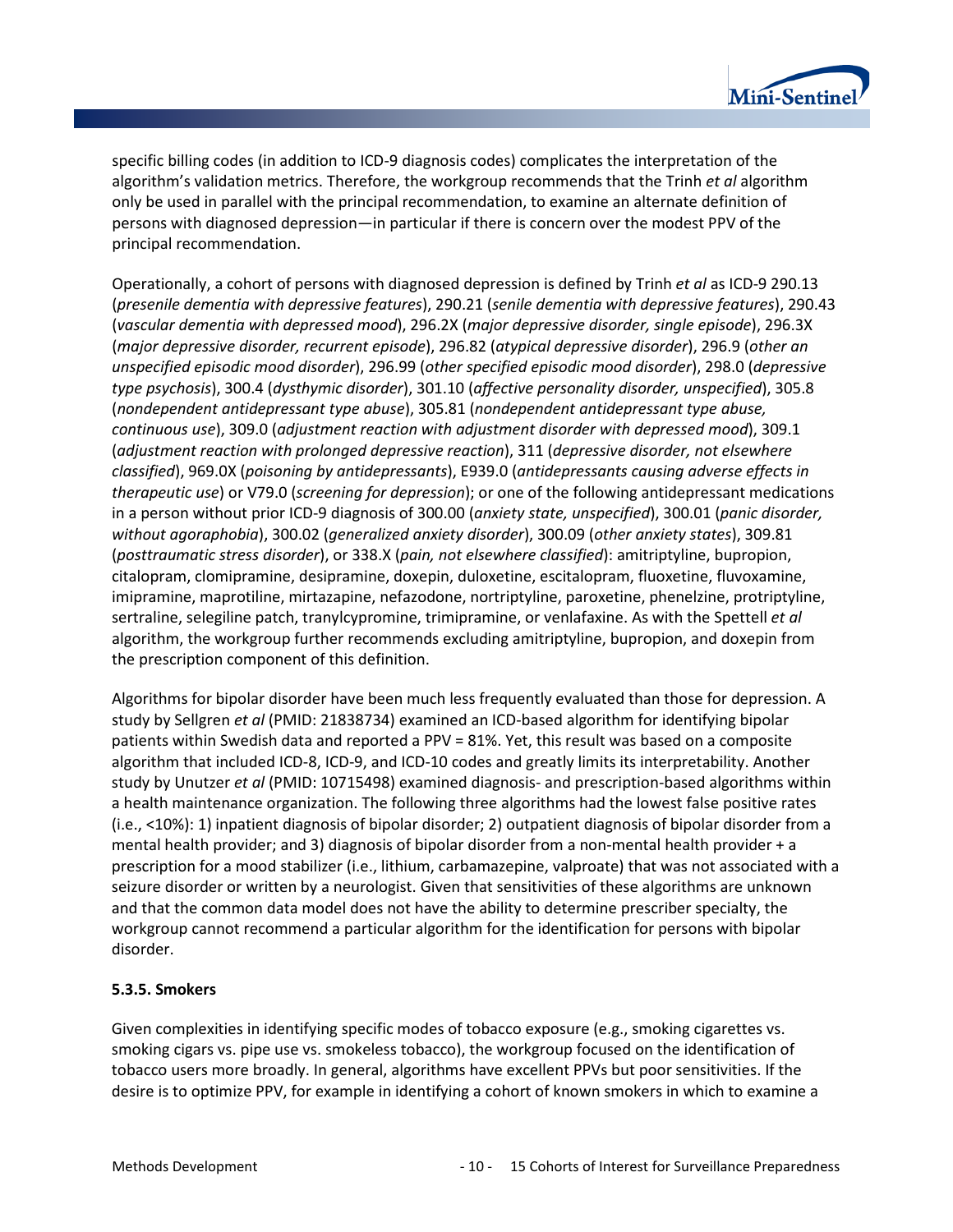specific billing codes (in addition to ICD-9 diagnosis codes) complicates the interpretation of the algorithm's validation metrics. Therefore, the workgroup recommends that the Trinh *et al* algorithm only be used in parallel with the principal recommendation, to examine an alternate definition of persons with diagnosed depression—in particular if there is concern over the modest PPV of the principal recommendation.

Operationally, a cohort of persons with diagnosed depression is defined by Trinh *et al* as ICD-9 290.13 (*presenile dementia with depressive features*), 290.21 (*senile dementia with depressive features*), 290.43 (*vascular dementia with depressed mood*), 296.2X (*major depressive disorder, single episode*), 296.3X (*major depressive disorder, recurrent episode*), 296.82 (*atypical depressive disorder*), 296.9 (*other an unspecified episodic mood disorder*), 296.99 (*other specified episodic mood disorder*), 298.0 (*depressive type psychosis*), 300.4 (*dysthymic disorder*), 301.10 (*affective personality disorder, unspecified*), 305.8 (*nondependent antidepressant type abuse*), 305.81 (*nondependent antidepressant type abuse, continuous use*), 309.0 (*adjustment reaction with adjustment disorder with depressed mood*), 309.1 (*adjustment reaction with prolonged depressive reaction*), 311 (*depressive disorder, not elsewhere classified*), 969.0X (*poisoning by antidepressants*), E939.0 (*antidepressants causing adverse effects in therapeutic use*) or V79.0 (*screening for depression*); or one of the following antidepressant medications in a person without prior ICD-9 diagnosis of 300.00 (*anxiety state, unspecified*), 300.01 (*panic disorder, without agoraphobia*), 300.02 (*generalized anxiety disorder*), 300.09 (*other anxiety states*), 309.81 (*posttraumatic stress disorder*), or 338.X (*pain, not elsewhere classified*): amitriptyline, bupropion, citalopram, clomipramine, desipramine, doxepin, duloxetine, escitalopram, fluoxetine, fluvoxamine, imipramine, maprotiline, mirtazapine, nefazodone, nortriptyline, paroxetine, phenelzine, protriptyline, sertraline, selegiline patch, tranylcypromine, trimipramine, or venlafaxine. As with the Spettell *et al* algorithm, the workgroup further recommends excluding amitriptyline, bupropion, and doxepin from the prescription component of this definition.

Algorithms for bipolar disorder have been much less frequently evaluated than those for depression. A study by Sellgren *et al* (PMID: 21838734) examined an ICD-based algorithm for identifying bipolar patients within Swedish data and reported a PPV = 81%. Yet, this result was based on a composite algorithm that included ICD-8, ICD-9, and ICD-10 codes and greatly limits its interpretability. Another study by Unutzer *et al* (PMID: 10715498) examined diagnosis- and prescription-based algorithms within a health maintenance organization. The following three algorithms had the lowest false positive rates (i.e., <10%): 1) inpatient diagnosis of bipolar disorder; 2) outpatient diagnosis of bipolar disorder from a mental health provider; and 3) diagnosis of bipolar disorder from a non-mental health provider + a prescription for a mood stabilizer (i.e., lithium, carbamazepine, valproate) that was not associated with a seizure disorder or written by a neurologist. Given that sensitivities of these algorithms are unknown and that the common data model does not have the ability to determine prescriber specialty, the workgroup cannot recommend a particular algorithm for the identification for persons with bipolar disorder.

### 5.3.5. Smokers

Given complexities in identifying specific modes of tobacco exposure (e.g., smoking cigarettes vs. smoking cigars vs. pipe use vs. smokeless tobacco), the workgroup focused on the identification of tobacco users more broadly. In general, algorithms have excellent PPVs but poor sensitivities. If the desire is to optimize PPV, for example in identifying a cohort of known smokers in which to examine a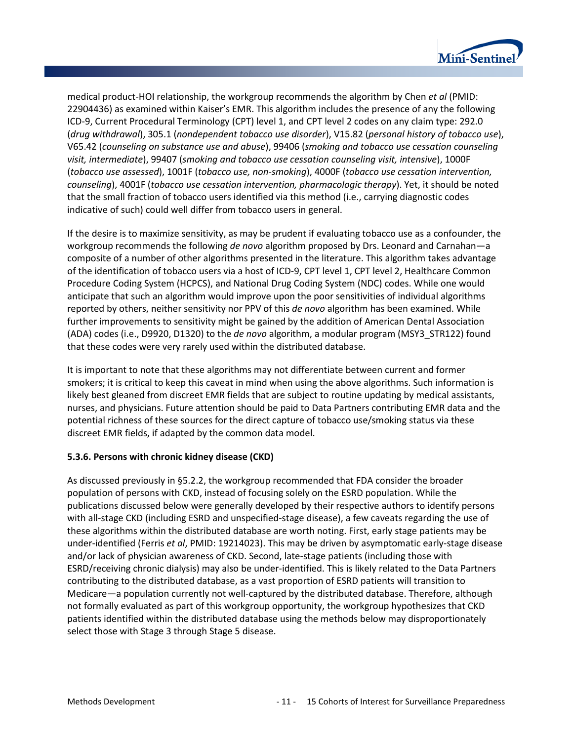medical product-HOI relationship, the workgroup recommends the algorithm by Chen *et al* (PMID: 22904436) as examined within Kaiser's EMR. This algorithm includes the presence of any the following ICD-9, Current Procedural Terminology (CPT) level 1, and CPT level 2 codes on any claim type: 292.0 (*drug withdrawal*), 305.1 (*nondependent tobacco use disorder*), V15.82 (*personal history of tobacco use*), V65.42 (*counseling on substance use and abuse*), 99406 (*smoking and tobacco use cessation counseling visit, intermediate*), 99407 (*smoking and tobacco use cessation counseling visit, intensive*), 1000F (*tobacco use assessed*), 1001F (*tobacco use, non-smoking*), 4000F (*tobacco use cessation intervention, counseling*), 4001F (*tobacco use cessation intervention, pharmacologic therapy*). Yet, it should be noted that the small fraction of tobacco users identified via this method (i.e., carrying diagnostic codes indicative of such) could well differ from tobacco users in general.

If the desire is to maximize sensitivity, as may be prudent if evaluating tobacco use as a confounder, the workgroup recommends the following *de novo* algorithm proposed by Drs. Leonard and Carnahan—a composite of a number of other algorithms presented in the literature. This algorithm takes advantage of the identification of tobacco users via a host of ICD-9, CPT level 1, CPT level 2, Healthcare Common Procedure Coding System (HCPCS), and National Drug Coding System (NDC) codes. While one would anticipate that such an algorithm would improve upon the poor sensitivities of individual algorithms reported by others, neither sensitivity nor PPV of this *de novo* algorithm has been examined. While further improvements to sensitivity might be gained by the addition of American Dental Association (ADA) codes (i.e., D9920, D1320) to the *de novo* algorithm, a modular program (MSY3_STR122) found that these codes were very rarely used within the distributed database.

It is important to note that these algorithms may not differentiate between current and former smokers; it is critical to keep this caveat in mind when using the above algorithms. Such information is likely best gleaned from discreet EMR fields that are subject to routine updating by medical assistants, nurses, and physicians. Future attention should be paid to Data Partners contributing EMR data and the potential richness of these sources for the direct capture of tobacco use/smoking status via these discreet EMR fields, if adapted by the common data model.

#### 5.3.6. Persons with chronic kidney disease (CKD)

As discussed previously in §5.2.2, the workgroup recommended that FDA consider the broader population of persons with CKD, instead of focusing solely on the ESRD population. While the publications discussed below were generally developed by their respective authors to identify persons with all-stage CKD (including ESRD and unspecified-stage disease), a few caveats regarding the use of these algorithms within the distributed database are worth noting. First, early stage patients may be under-identified (Ferris *et al*, PMID: 19214023). This may be driven by asymptomatic early-stage disease and/or lack of physician awareness of CKD. Second, late-stage patients (including those with ESRD/receiving chronic dialysis) may also be under-identified. This is likely related to the Data Partners contributing to the distributed database, as a vast proportion of ESRD patients will transition to Medicare—a population currently not well-captured by the distributed database. Therefore, although not formally evaluated as part of this workgroup opportunity, the workgroup hypothesizes that CKD patients identified within the distributed database using the methods below may disproportionately select those with Stage 3 through Stage 5 disease.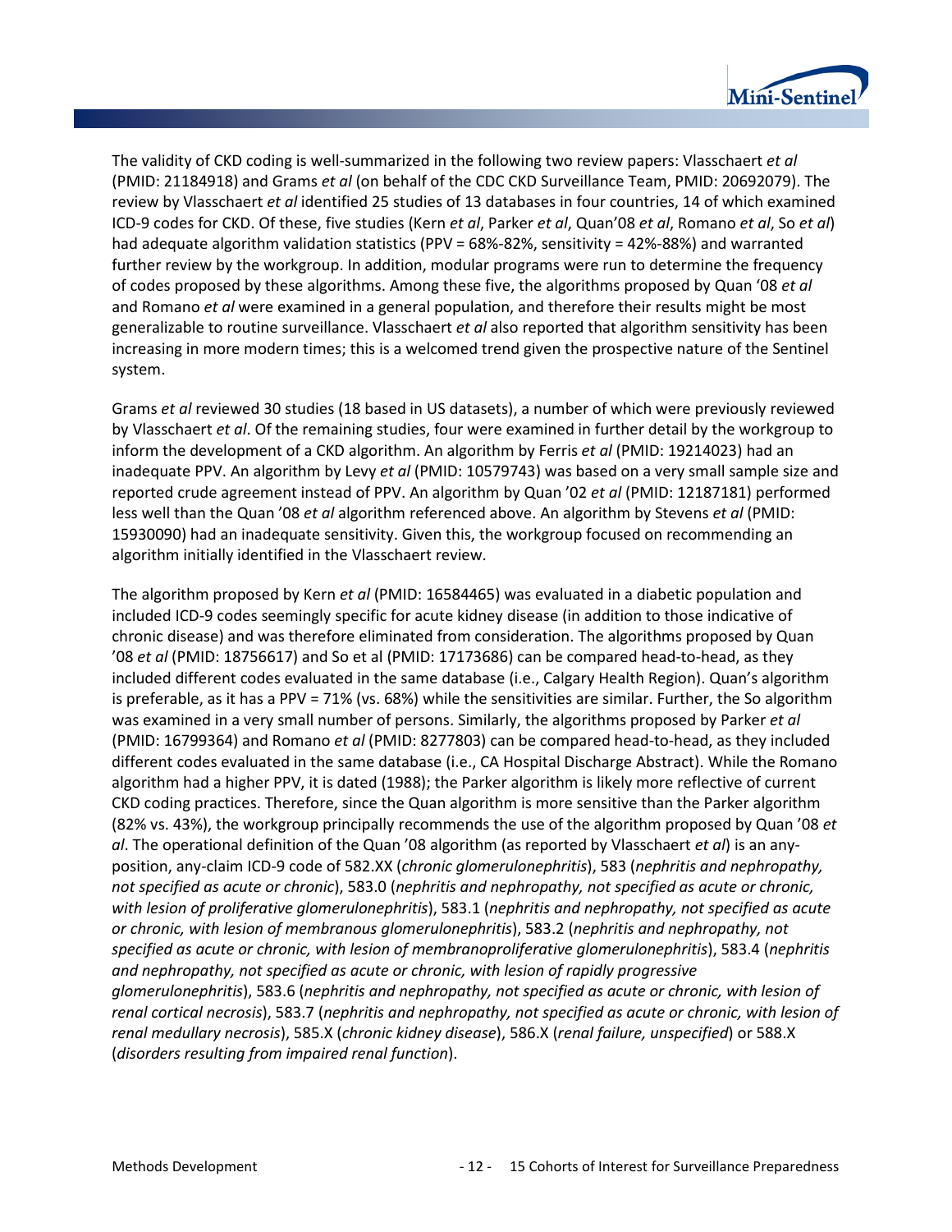The validity of CKD coding is well-summarized in the following two review papers: Vlasschaert *et al* (PMID: 21184918) and Grams *et al* (on behalf of the CDC CKD Surveillance Team, PMID: 20692079). The review by Vlasschaert *et al* identified 25 studies of 13 databases in four countries, 14 of which examined ICD-9 codes for CKD. Of these, five studies (Kern *et al*, Parker *et al*, Quan'08 *et al*, Romano *et al*, So *et al*) had adequate algorithm validation statistics (PPV = 68%-82%, sensitivity = 42%-88%) and warranted further review by the workgroup. In addition, modular programs were run to determine the frequency of codes proposed by these algorithms. Among these five, the algorithms proposed by Quan '08 *et al* and Romano *et al* were examined in a general population, and therefore their results might be most generalizable to routine surveillance. Vlasschaert *et al* also reported that algorithm sensitivity has been increasing in more modern times; this is a welcomed trend given the prospective nature of the Sentinel system.

Grams *et al* reviewed 30 studies (18 based in US datasets), a number of which were previously reviewed by Vlasschaert *et al*. Of the remaining studies, four were examined in further detail by the workgroup to inform the development of a CKD algorithm. An algorithm by Ferris *et al* (PMID: 19214023) had an inadequate PPV. An algorithm by Levy *et al* (PMID: 10579743) was based on a very small sample size and reported crude agreement instead of PPV. An algorithm by Quan '02 *et al* (PMID: 12187181) performed less well than the Quan '08 *et al* algorithm referenced above. An algorithm by Stevens *et al* (PMID: 15930090) had an inadequate sensitivity. Given this, the workgroup focused on recommending an algorithm initially identified in the Vlasschaert review.

The algorithm proposed by Kern *et al* (PMID: 16584465) was evaluated in a diabetic population and included ICD-9 codes seemingly specific for acute kidney disease (in addition to those indicative of chronic disease) and was therefore eliminated from consideration. The algorithms proposed by Quan '08 *et al* (PMID: 18756617) and So et al (PMID: 17173686) can be compared head-to-head, as they included different codes evaluated in the same database (i.e., Calgary Health Region). Quan's algorithm is preferable, as it has a PPV = 71% (vs. 68%) while the sensitivities are similar. Further, the So algorithm was examined in a very small number of persons. Similarly, the algorithms proposed by Parker *et al* (PMID: 16799364) and Romano *et al* (PMID: 8277803) can be compared head-to-head, as they included different codes evaluated in the same database (i.e., CA Hospital Discharge Abstract). While the Romano algorithm had a higher PPV, it is dated (1988); the Parker algorithm is likely more reflective of current CKD coding practices. Therefore, since the Quan algorithm is more sensitive than the Parker algorithm (82% vs. 43%), the workgroup principally recommends the use of the algorithm proposed by Quan '08 *et al*. The operational definition of the Quan '08 algorithm (as reported by Vlasschaert *et al*) is an any-position, any-claim ICD-9 code of 582.XX (*chronic glomerulonephritis*), 583 (*nephritis and nephropathy, not specified as acute or chronic*), 583.0 (*nephritis and nephropathy, not specified as acute or chronic, with lesion of proliferative glomerulonephritis*), 583.1 (*nephritis and nephropathy, not specified as acute or chronic, with lesion of membranous glomerulonephritis*), 583.2 (*nephritis and nephropathy, not specified as acute or chronic, with lesion of membranoproliferative glomerulonephritis*), 583.4 (*nephritis and nephropathy, not specified as acute or chronic, with lesion of rapidly progressive glomerulonephritis*), 583.6 (*nephritis and nephropathy, not specified as acute or chronic, with lesion of renal cortical necrosis*), 583.7 (*nephritis and nephropathy, not specified as acute or chronic, with lesion of renal medullary necrosis*), 585.X (*chronic kidney disease*), 586.X (*renal failure, unspecified*) or 588.X (*disorders resulting from impaired renal function*).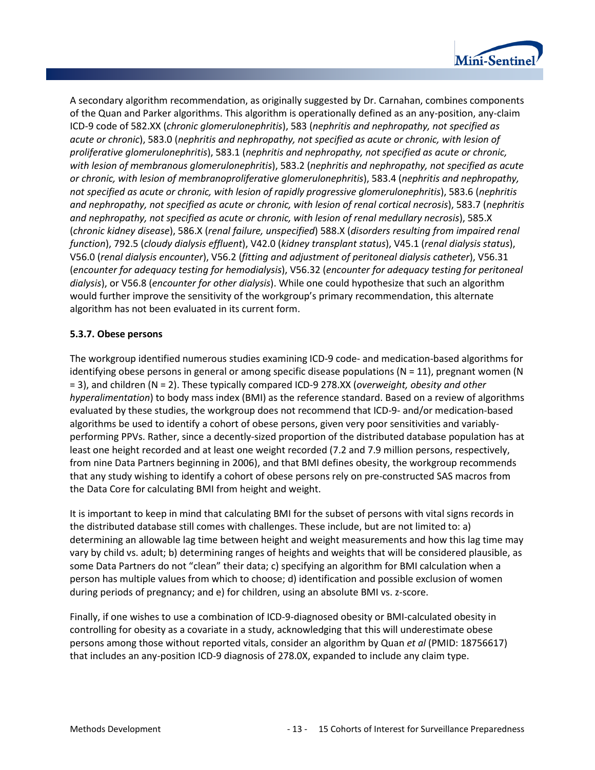A secondary algorithm recommendation, as originally suggested by Dr. Carnahan, combines components of the Quan and Parker algorithms. This algorithm is operationally defined as an any-position, any-claim ICD-9 code of 582.XX (*chronic glomerulonephritis*), 583 (*nephritis and nephropathy, not specified as acute or chronic*), 583.0 (*nephritis and nephropathy, not specified as acute or chronic, with lesion of proliferative glomerulonephritis*), 583.1 (*nephritis and nephropathy, not specified as acute or chronic, with lesion of membranous glomerulonephritis*), 583.2 (*nephritis and nephropathy, not specified as acute or chronic, with lesion of membranoproliferative glomerulonephritis*), 583.4 (*nephritis and nephropathy, not specified as acute or chronic, with lesion of rapidly progressive glomerulonephritis*), 583.6 (*nephritis and nephropathy, not specified as acute or chronic, with lesion of renal cortical necrosis*), 583.7 (*nephritis and nephropathy, not specified as acute or chronic, with lesion of renal medullary necrosis*), 585.X (*chronic kidney disease*), 586.X (*renal failure, unspecified*) 588.X (*disorders resulting from impaired renal function*), 792.5 (*cloudy dialysis effluent*), V42.0 (*kidney transplant status*), V45.1 (*renal dialysis status*), V56.0 (*renal dialysis encounter*), V56.2 (*fitting and adjustment of peritoneal dialysis catheter*), V56.31 (*encounter for adequacy testing for hemodialysis*), V56.32 (*encounter for adequacy testing for peritoneal dialysis*), or V56.8 (*encounter for other dialysis*). While one could hypothesize that such an algorithm would further improve the sensitivity of the workgroup's primary recommendation, this alternate algorithm has not been evaluated in its current form.

### 5.3.7. Obese persons

The workgroup identified numerous studies examining ICD-9 code- and medication-based algorithms for identifying obese persons in general or among specific disease populations (N = 11), pregnant women (N = 3), and children (N = 2). These typically compared ICD-9 278.XX (*overweight, obesity and other hyperalimentation*) to body mass index (BMI) as the reference standard. Based on a review of algorithms evaluated by these studies, the workgroup does not recommend that ICD-9- and/or medication-based algorithms be used to identify a cohort of obese persons, given very poor sensitivities and variably-performing PPVs. Rather, since a decently-sized proportion of the distributed database population has at least one height recorded and at least one weight recorded (7.2 and 7.9 million persons, respectively, from nine Data Partners beginning in 2006), and that BMI defines obesity, the workgroup recommends that any study wishing to identify a cohort of obese persons rely on pre-constructed SAS macros from the Data Core for calculating BMI from height and weight.

It is important to keep in mind that calculating BMI for the subset of persons with vital signs records in the distributed database still comes with challenges. These include, but are not limited to: a) determining an allowable lag time between height and weight measurements and how this lag time may vary by child vs. adult; b) determining ranges of heights and weights that will be considered plausible, as some Data Partners do not "clean" their data; c) specifying an algorithm for BMI calculation when a person has multiple values from which to choose; d) identification and possible exclusion of women during periods of pregnancy; and e) for children, using an absolute BMI vs. z-score.

Finally, if one wishes to use a combination of ICD-9-diagnosed obesity or BMI-calculated obesity in controlling for obesity as a covariate in a study, acknowledging that this will underestimate obese persons among those without reported vitals, consider an algorithm by Quan *et al* (PMID: 18756617) that includes an any-position ICD-9 diagnosis of 278.0X, expanded to include any claim type.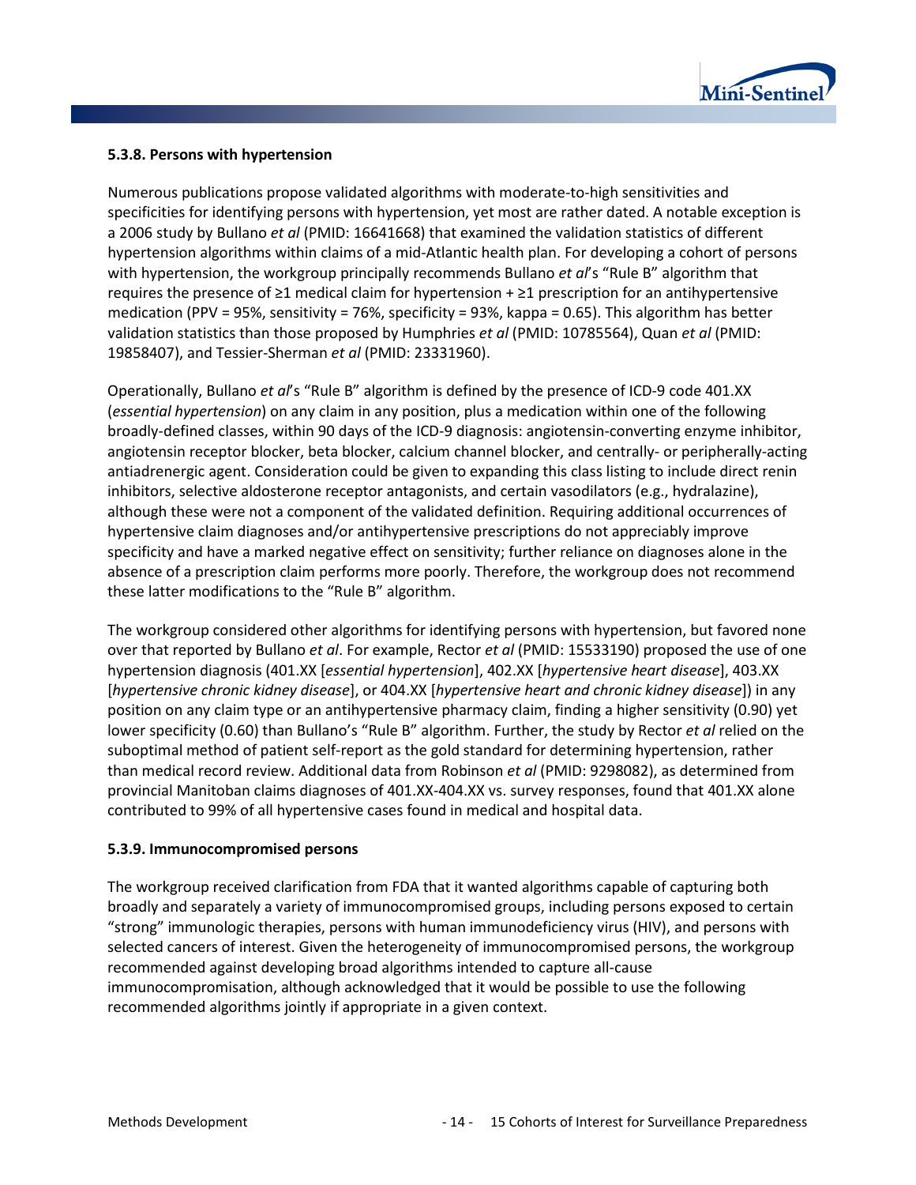#### 5.3.8. Persons with hypertension

Numerous publications propose validated algorithms with moderate-to-high sensitivities and specificities for identifying persons with hypertension, yet most are rather dated. A notable exception is a 2006 study by Bullano *et al* (PMID: 16641668) that examined the validation statistics of different hypertension algorithms within claims of a mid-Atlantic health plan. For developing a cohort of persons with hypertension, the workgroup principally recommends Bullano *et al*'s "Rule B" algorithm that requires the presence of ≥1 medical claim for hypertension + ≥1 prescription for an antihypertensive medication (PPV = 95%, sensitivity = 76%, specificity = 93%, kappa = 0.65). This algorithm has better validation statistics than those proposed by Humphries *et al* (PMID: 10785564), Quan *et al* (PMID: 19858407), and Tessier-Sherman *et al* (PMID: 23331960).

Operationally, Bullano *et al*'s "Rule B" algorithm is defined by the presence of ICD-9 code 401.XX (*essential hypertension*) on any claim in any position, plus a medication within one of the following broadly-defined classes, within 90 days of the ICD-9 diagnosis: angiotensin-converting enzyme inhibitor, angiotensin receptor blocker, beta blocker, calcium channel blocker, and centrally- or peripherally-acting antiadrenergic agent. Consideration could be given to expanding this class listing to include direct renin inhibitors, selective aldosterone receptor antagonists, and certain vasodilators (e.g., hydralazine), although these were not a component of the validated definition. Requiring additional occurrences of hypertensive claim diagnoses and/or antihypertensive prescriptions do not appreciably improve specificity and have a marked negative effect on sensitivity; further reliance on diagnoses alone in the absence of a prescription claim performs more poorly. Therefore, the workgroup does not recommend these latter modifications to the "Rule B" algorithm.

The workgroup considered other algorithms for identifying persons with hypertension, but favored none over that reported by Bullano *et al*. For example, Rector *et al* (PMID: 15533190) proposed the use of one hypertension diagnosis (401.XX [*essential hypertension*], 402.XX [*hypertensive heart disease*], 403.XX [*hypertensive chronic kidney disease*], or 404.XX [*hypertensive heart and chronic kidney disease*]) in any position on any claim type or an antihypertensive pharmacy claim, finding a higher sensitivity (0.90) yet lower specificity (0.60) than Bullano's "Rule B" algorithm. Further, the study by Rector *et al* relied on the suboptimal method of patient self-report as the gold standard for determining hypertension, rather than medical record review. Additional data from Robinson *et al* (PMID: 9298082), as determined from provincial Manitoban claims diagnoses of 401.XX-404.XX vs. survey responses, found that 401.XX alone contributed to 99% of all hypertensive cases found in medical and hospital data.

#### 5.3.9. Immunocompromised persons

The workgroup received clarification from FDA that it wanted algorithms capable of capturing both broadly and separately a variety of immunocompromised groups, including persons exposed to certain "strong" immunologic therapies, persons with human immunodeficiency virus (HIV), and persons with selected cancers of interest. Given the heterogeneity of immunocompromised persons, the workgroup recommended against developing broad algorithms intended to capture all-cause immunocompromisation, although acknowledged that it would be possible to use the following recommended algorithms jointly if appropriate in a given context.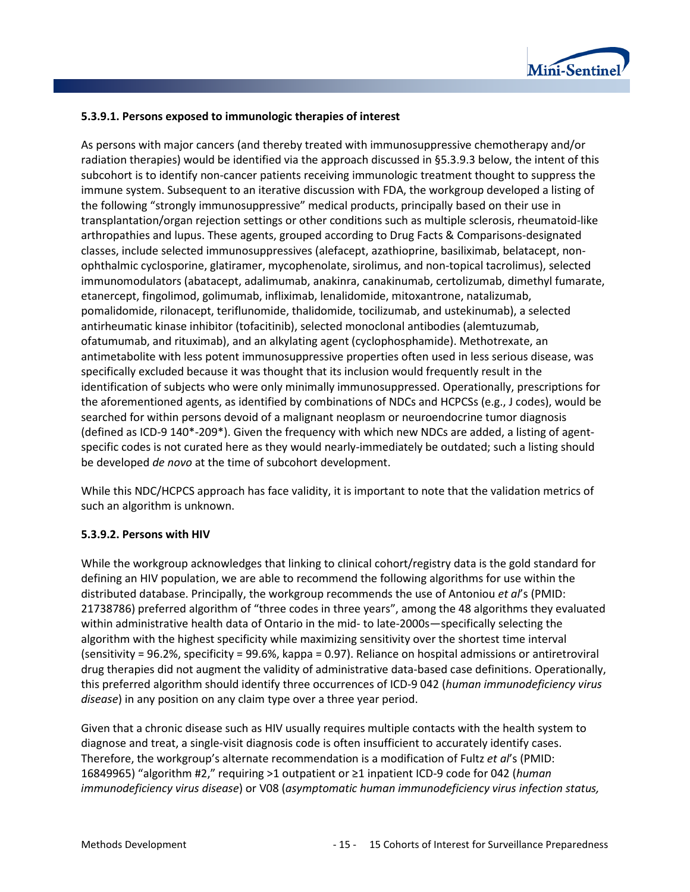#### 5.3.9.1. Persons exposed to immunologic therapies of interest

As persons with major cancers (and thereby treated with immunosuppressive chemotherapy and/or radiation therapies) would be identified via the approach discussed in §5.3.9.3 below, the intent of this subcohort is to identify non-cancer patients receiving immunologic treatment thought to suppress the immune system. Subsequent to an iterative discussion with FDA, the workgroup developed a listing of the following "strongly immunosuppressive" medical products, principally based on their use in transplantation/organ rejection settings or other conditions such as multiple sclerosis, rheumatoid-like arthropathies and lupus. These agents, grouped according to Drug Facts & Comparisons-designated classes, include selected immunosuppressives (alefacept, azathioprine, basiliximab, belatacept, non-ophthalmic cyclosporine, glatiramer, mycophenolate, sirolimus, and non-topical tacrolimus), selected immunomodulators (abatacept, adalimumab, anakinra, canakinumab, certolizumab, dimethyl fumarate, etanercept, fingolimod, golimumab, infliximab, lenalidomide, mitoxantrone, natalizumab, pomalidomide, rilonacept, teriflunomide, thalidomide, tocilizumab, and ustekinumab), a selected antirheumatic kinase inhibitor (tofacitinib), selected monoclonal antibodies (alemtuzumab, ofatumumab, and rituximab), and an alkylating agent (cyclophosphamide). Methotrexate, an antimetabolite with less potent immunosuppressive properties often used in less serious disease, was specifically excluded because it was thought that its inclusion would frequently result in the identification of subjects who were only minimally immunosuppressed. Operationally, prescriptions for the aforementioned agents, as identified by combinations of NDCs and HCPCSs (e.g., J codes), would be searched for within persons devoid of a malignant neoplasm or neuroendocrine tumor diagnosis (defined as ICD-9 140*-209*). Given the frequency with which new NDCs are added, a listing of agent-specific codes is not curated here as they would nearly-immediately be outdated; such a listing should be developed *de novo* at the time of subcohort development.

While this NDC/HCPCS approach has face validity, it is important to note that the validation metrics of such an algorithm is unknown.

#### 5.3.9.2. Persons with HIV

While the workgroup acknowledges that linking to clinical cohort/registry data is the gold standard for defining an HIV population, we are able to recommend the following algorithms for use within the distributed database. Principally, the workgroup recommends the use of Antoniou *et al*'s (PMID: 21738786) preferred algorithm of "three codes in three years", among the 48 algorithms they evaluated within administrative health data of Ontario in the mid- to late-2000s—specifically selecting the algorithm with the highest specificity while maximizing sensitivity over the shortest time interval (sensitivity = 96.2%, specificity = 99.6%, kappa = 0.97). Reliance on hospital admissions or antiretroviral drug therapies did not augment the validity of administrative data-based case definitions. Operationally, this preferred algorithm should identify three occurrences of ICD-9 042 (*human immunodeficiency virus disease*) in any position on any claim type over a three year period.

Given that a chronic disease such as HIV usually requires multiple contacts with the health system to diagnose and treat, a single-visit diagnosis code is often insufficient to accurately identify cases. Therefore, the workgroup's alternate recommendation is a modification of Fultz *et al*'s (PMID: 16849965) "algorithm #2," requiring >1 outpatient or ≥1 inpatient ICD-9 code for 042 (*human immunodeficiency virus disease*) or V08 (*asymptomatic human immunodeficiency virus infection status,*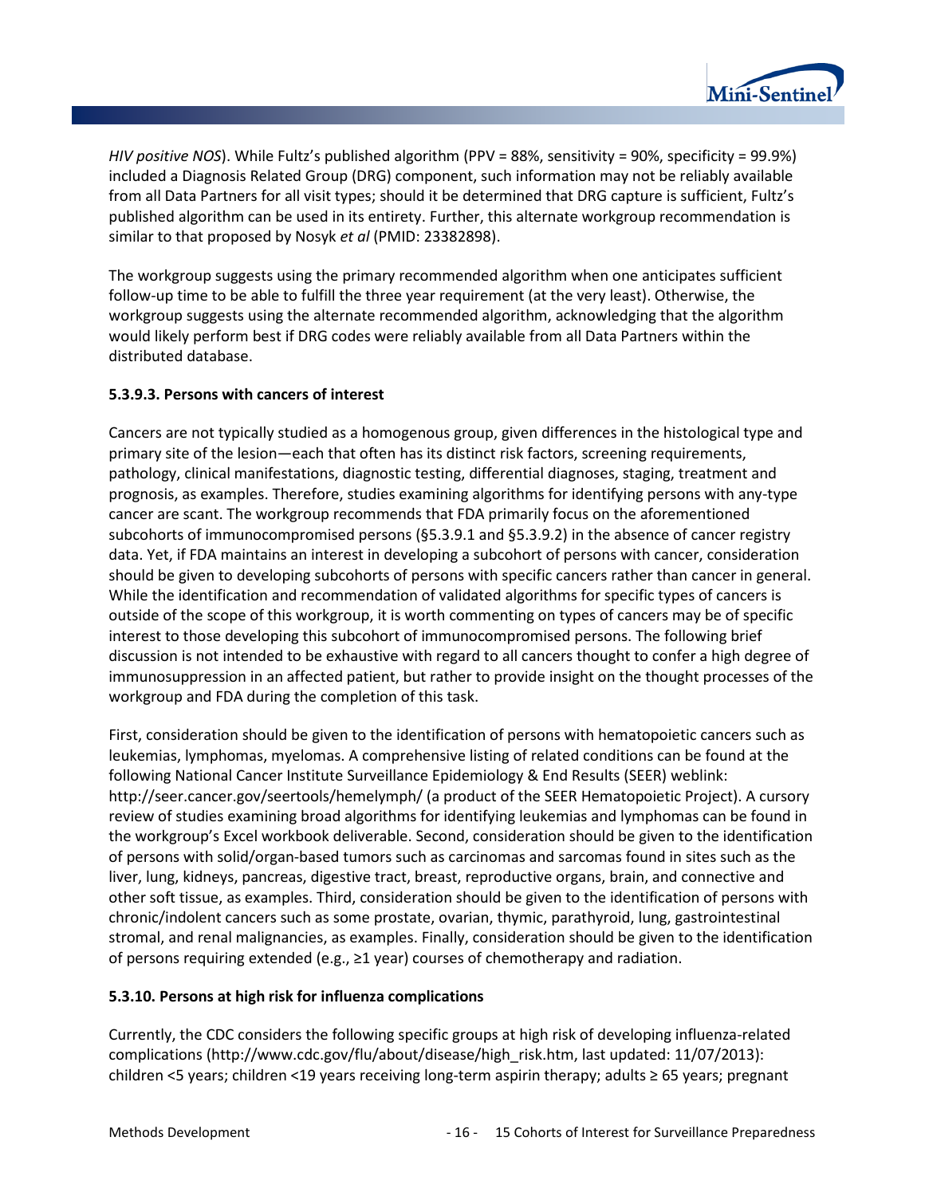*HIV positive NOS*). While Fultz's published algorithm (PPV = 88%, sensitivity = 90%, specificity = 99.9%) included a Diagnosis Related Group (DRG) component, such information may not be reliably available from all Data Partners for all visit types; should it be determined that DRG capture is sufficient, Fultz's published algorithm can be used in its entirety. Further, this alternate workgroup recommendation is similar to that proposed by Nosyk *et al* (PMID: 23382898).

The workgroup suggests using the primary recommended algorithm when one anticipates sufficient follow-up time to be able to fulfill the three year requirement (at the very least). Otherwise, the workgroup suggests using the alternate recommended algorithm, acknowledging that the algorithm would likely perform best if DRG codes were reliably available from all Data Partners within the distributed database.

#### 5.3.9.3. Persons with cancers of interest

Cancers are not typically studied as a homogenous group, given differences in the histological type and primary site of the lesion—each that often has its distinct risk factors, screening requirements, pathology, clinical manifestations, diagnostic testing, differential diagnoses, staging, treatment and prognosis, as examples. Therefore, studies examining algorithms for identifying persons with any-type cancer are scant. The workgroup recommends that FDA primarily focus on the aforementioned subcohorts of immunocompromised persons (§5.3.9.1 and §5.3.9.2) in the absence of cancer registry data. Yet, if FDA maintains an interest in developing a subcohort of persons with cancer, consideration should be given to developing subcohorts of persons with specific cancers rather than cancer in general. While the identification and recommendation of validated algorithms for specific types of cancers is outside of the scope of this workgroup, it is worth commenting on types of cancers may be of specific interest to those developing this subcohort of immunocompromised persons. The following brief discussion is not intended to be exhaustive with regard to all cancers thought to confer a high degree of immunosuppression in an affected patient, but rather to provide insight on the thought processes of the workgroup and FDA during the completion of this task.

First, consideration should be given to the identification of persons with hematopoietic cancers such as leukemias, lymphomas, myelomas. A comprehensive listing of related conditions can be found at the following National Cancer Institute Surveillance Epidemiology & End Results (SEER) weblink: http://seer.cancer.gov/seertools/hemelymph/ (a product of the SEER Hematopoietic Project). A cursory review of studies examining broad algorithms for identifying leukemias and lymphomas can be found in the workgroup's Excel workbook deliverable. Second, consideration should be given to the identification of persons with solid/organ-based tumors such as carcinomas and sarcomas found in sites such as the liver, lung, kidneys, pancreas, digestive tract, breast, reproductive organs, brain, and connective and other soft tissue, as examples. Third, consideration should be given to the identification of persons with chronic/indolent cancers such as some prostate, ovarian, thymic, parathyroid, lung, gastrointestinal stromal, and renal malignancies, as examples. Finally, consideration should be given to the identification of persons requiring extended (e.g., ≥1 year) courses of chemotherapy and radiation.

### 5.3.10. Persons at high risk for influenza complications

Currently, the CDC considers the following specific groups at high risk of developing influenza-related complications (http://www.cdc.gov/flu/about/disease/high_risk.htm, last updated: 11/07/2013): children <5 years; children <19 years receiving long-term aspirin therapy; adults ≥ 65 years; pregnant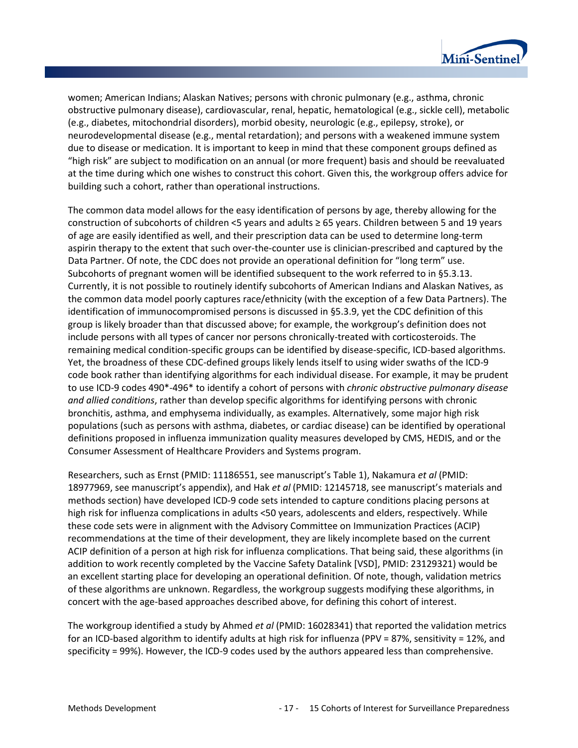women; American Indians; Alaskan Natives; persons with chronic pulmonary (e.g., asthma, chronic obstructive pulmonary disease), cardiovascular, renal, hepatic, hematological (e.g., sickle cell), metabolic (e.g., diabetes, mitochondrial disorders), morbid obesity, neurologic (e.g., epilepsy, stroke), or neurodevelopmental disease (e.g., mental retardation); and persons with a weakened immune system due to disease or medication. It is important to keep in mind that these component groups defined as "high risk" are subject to modification on an annual (or more frequent) basis and should be reevaluated at the time during which one wishes to construct this cohort. Given this, the workgroup offers advice for building such a cohort, rather than operational instructions.

The common data model allows for the easy identification of persons by age, thereby allowing for the construction of subcohorts of children <5 years and adults ≥ 65 years. Children between 5 and 19 years of age are easily identified as well, and their prescription data can be used to determine long-term aspirin therapy to the extent that such over-the-counter use is clinician-prescribed and captured by the Data Partner. Of note, the CDC does not provide an operational definition for "long term" use. Subcohorts of pregnant women will be identified subsequent to the work referred to in §5.3.13. Currently, it is not possible to routinely identify subcohorts of American Indians and Alaskan Natives, as the common data model poorly captures race/ethnicity (with the exception of a few Data Partners). The identification of immunocompromised persons is discussed in §5.3.9, yet the CDC definition of this group is likely broader than that discussed above; for example, the workgroup's definition does not include persons with all types of cancer nor persons chronically-treated with corticosteroids. The remaining medical condition-specific groups can be identified by disease-specific, ICD-based algorithms. Yet, the broadness of these CDC-defined groups likely lends itself to using wider swaths of the ICD-9 code book rather than identifying algorithms for each individual disease. For example, it may be prudent to use ICD-9 codes 490*-496* to identify a cohort of persons with *chronic obstructive pulmonary disease and allied conditions*, rather than develop specific algorithms for identifying persons with chronic bronchitis, asthma, and emphysema individually, as examples. Alternatively, some major high risk populations (such as persons with asthma, diabetes, or cardiac disease) can be identified by operational definitions proposed in influenza immunization quality measures developed by CMS, HEDIS, and or the Consumer Assessment of Healthcare Providers and Systems program.

Researchers, such as Ernst (PMID: 11186551, see manuscript's Table 1), Nakamura *et al* (PMID: 18977969, see manuscript's appendix), and Hak *et al* (PMID: 12145718, see manuscript's materials and methods section) have developed ICD-9 code sets intended to capture conditions placing persons at high risk for influenza complications in adults <50 years, adolescents and elders, respectively. While these code sets were in alignment with the Advisory Committee on Immunization Practices (ACIP) recommendations at the time of their development, they are likely incomplete based on the current ACIP definition of a person at high risk for influenza complications. That being said, these algorithms (in addition to work recently completed by the Vaccine Safety Datalink [VSD], PMID: 23129321) would be an excellent starting place for developing an operational definition. Of note, though, validation metrics of these algorithms are unknown. Regardless, the workgroup suggests modifying these algorithms, in concert with the age-based approaches described above, for defining this cohort of interest.

The workgroup identified a study by Ahmed *et al* (PMID: 16028341) that reported the validation metrics for an ICD-based algorithm to identify adults at high risk for influenza (PPV = 87%, sensitivity = 12%, and specificity = 99%). However, the ICD-9 codes used by the authors appeared less than comprehensive.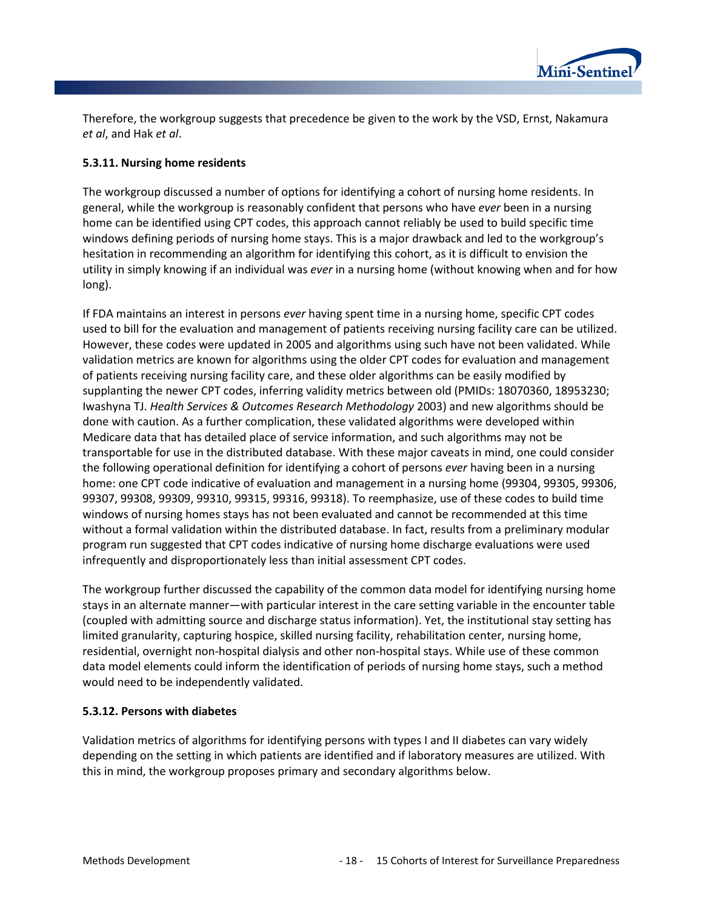Therefore, the workgroup suggests that precedence be given to the work by the VSD, Ernst, Nakamura *et al*, and Hak *et al*.

### 5.3.11. Nursing home residents

The workgroup discussed a number of options for identifying a cohort of nursing home residents. In general, while the workgroup is reasonably confident that persons who have *ever* been in a nursing home can be identified using CPT codes, this approach cannot reliably be used to build specific time windows defining periods of nursing home stays. This is a major drawback and led to the workgroup's hesitation in recommending an algorithm for identifying this cohort, as it is difficult to envision the utility in simply knowing if an individual was *ever* in a nursing home (without knowing when and for how long).

If FDA maintains an interest in persons *ever* having spent time in a nursing home, specific CPT codes used to bill for the evaluation and management of patients receiving nursing facility care can be utilized. However, these codes were updated in 2005 and algorithms using such have not been validated. While validation metrics are known for algorithms using the older CPT codes for evaluation and management of patients receiving nursing facility care, and these older algorithms can be easily modified by supplanting the newer CPT codes, inferring validity metrics between old (PMIDs: 18070360, 18953230; Iwashyna TJ. *Health Services & Outcomes Research Methodology* 2003) and new algorithms should be done with caution. As a further complication, these validated algorithms were developed within Medicare data that has detailed place of service information, and such algorithms may not be transportable for use in the distributed database. With these major caveats in mind, one could consider the following operational definition for identifying a cohort of persons *ever* having been in a nursing home: one CPT code indicative of evaluation and management in a nursing home (99304, 99305, 99306, 99307, 99308, 99309, 99310, 99315, 99316, 99318). To reemphasize, use of these codes to build time windows of nursing homes stays has not been evaluated and cannot be recommended at this time without a formal validation within the distributed database. In fact, results from a preliminary modular program run suggested that CPT codes indicative of nursing home discharge evaluations were used infrequently and disproportionately less than initial assessment CPT codes.

The workgroup further discussed the capability of the common data model for identifying nursing home stays in an alternate manner—with particular interest in the care setting variable in the encounter table (coupled with admitting source and discharge status information). Yet, the institutional stay setting has limited granularity, capturing hospice, skilled nursing facility, rehabilitation center, nursing home, residential, overnight non-hospital dialysis and other non-hospital stays. While use of these common data model elements could inform the identification of periods of nursing home stays, such a method would need to be independently validated.

### 5.3.12. Persons with diabetes

Validation metrics of algorithms for identifying persons with types I and II diabetes can vary widely depending on the setting in which patients are identified and if laboratory measures are utilized. With this in mind, the workgroup proposes primary and secondary algorithms below.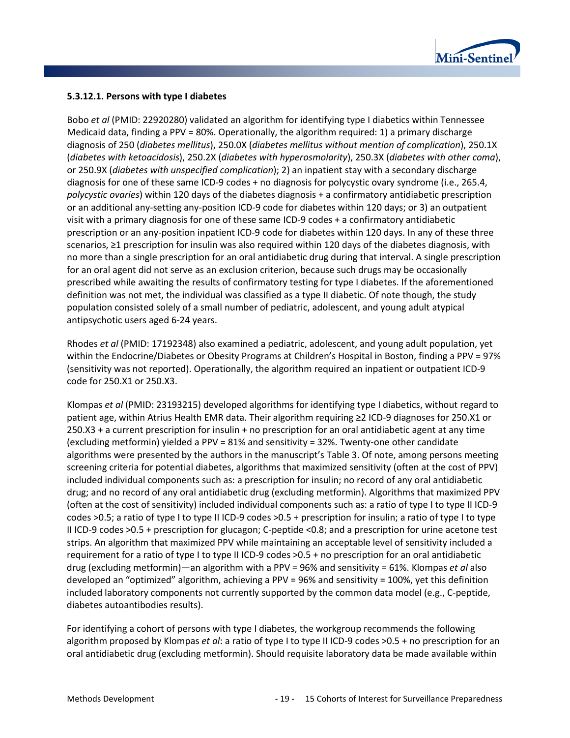#### 5.3.12.1. Persons with type I diabetes

Bobo *et al* (PMID: 22920280) validated an algorithm for identifying type I diabetics within Tennessee Medicaid data, finding a PPV = 80%. Operationally, the algorithm required: 1) a primary discharge diagnosis of 250 (*diabetes mellitus*), 250.0X (*diabetes mellitus without mention of complication*), 250.1X (*diabetes with ketoacidosis*), 250.2X (*diabetes with hyperosmolarity*), 250.3X (*diabetes with other coma*), or 250.9X (*diabetes with unspecified complication*); 2) an inpatient stay with a secondary discharge diagnosis for one of these same ICD-9 codes + no diagnosis for polycystic ovary syndrome (i.e., 265.4, *polycystic ovaries*) within 120 days of the diabetes diagnosis + a confirmatory antidiabetic prescription or an additional any-setting any-position ICD-9 code for diabetes within 120 days; or 3) an outpatient visit with a primary diagnosis for one of these same ICD-9 codes + a confirmatory antidiabetic prescription or an any-position inpatient ICD-9 code for diabetes within 120 days. In any of these three scenarios, ≥1 prescription for insulin was also required within 120 days of the diabetes diagnosis, with no more than a single prescription for an oral antidiabetic drug during that interval. A single prescription for an oral agent did not serve as an exclusion criterion, because such drugs may be occasionally prescribed while awaiting the results of confirmatory testing for type I diabetes. If the aforementioned definition was not met, the individual was classified as a type II diabetic. Of note though, the study population consisted solely of a small number of pediatric, adolescent, and young adult atypical antipsychotic users aged 6-24 years.

Rhodes *et al* (PMID: 17192348) also examined a pediatric, adolescent, and young adult population, yet within the Endocrine/Diabetes or Obesity Programs at Children's Hospital in Boston, finding a PPV = 97% (sensitivity was not reported). Operationally, the algorithm required an inpatient or outpatient ICD-9 code for 250.X1 or 250.X3.

Klompas *et al* (PMID: 23193215) developed algorithms for identifying type I diabetics, without regard to patient age, within Atrius Health EMR data. Their algorithm requiring ≥2 ICD-9 diagnoses for 250.X1 or 250.X3 + a current prescription for insulin + no prescription for an oral antidiabetic agent at any time (excluding metformin) yielded a PPV = 81% and sensitivity = 32%. Twenty-one other candidate algorithms were presented by the authors in the manuscript's Table 3. Of note, among persons meeting screening criteria for potential diabetes, algorithms that maximized sensitivity (often at the cost of PPV) included individual components such as: a prescription for insulin; no record of any oral antidiabetic drug; and no record of any oral antidiabetic drug (excluding metformin). Algorithms that maximized PPV (often at the cost of sensitivity) included individual components such as: a ratio of type I to type II ICD-9 codes >0.5; a ratio of type I to type II ICD-9 codes >0.5 + prescription for insulin; a ratio of type I to type II ICD-9 codes >0.5 + prescription for glucagon; C-peptide <0.8; and a prescription for urine acetone test strips. An algorithm that maximized PPV while maintaining an acceptable level of sensitivity included a requirement for a ratio of type I to type II ICD-9 codes >0.5 + no prescription for an oral antidiabetic drug (excluding metformin)—an algorithm with a PPV = 96% and sensitivity = 61%. Klompas *et al* also developed an "optimized" algorithm, achieving a PPV = 96% and sensitivity = 100%, yet this definition included laboratory components not currently supported by the common data model (e.g., C-peptide, diabetes autoantibodies results).

For identifying a cohort of persons with type I diabetes, the workgroup recommends the following algorithm proposed by Klompas *et al*: a ratio of type I to type II ICD-9 codes >0.5 + no prescription for an oral antidiabetic drug (excluding metformin). Should requisite laboratory data be made available within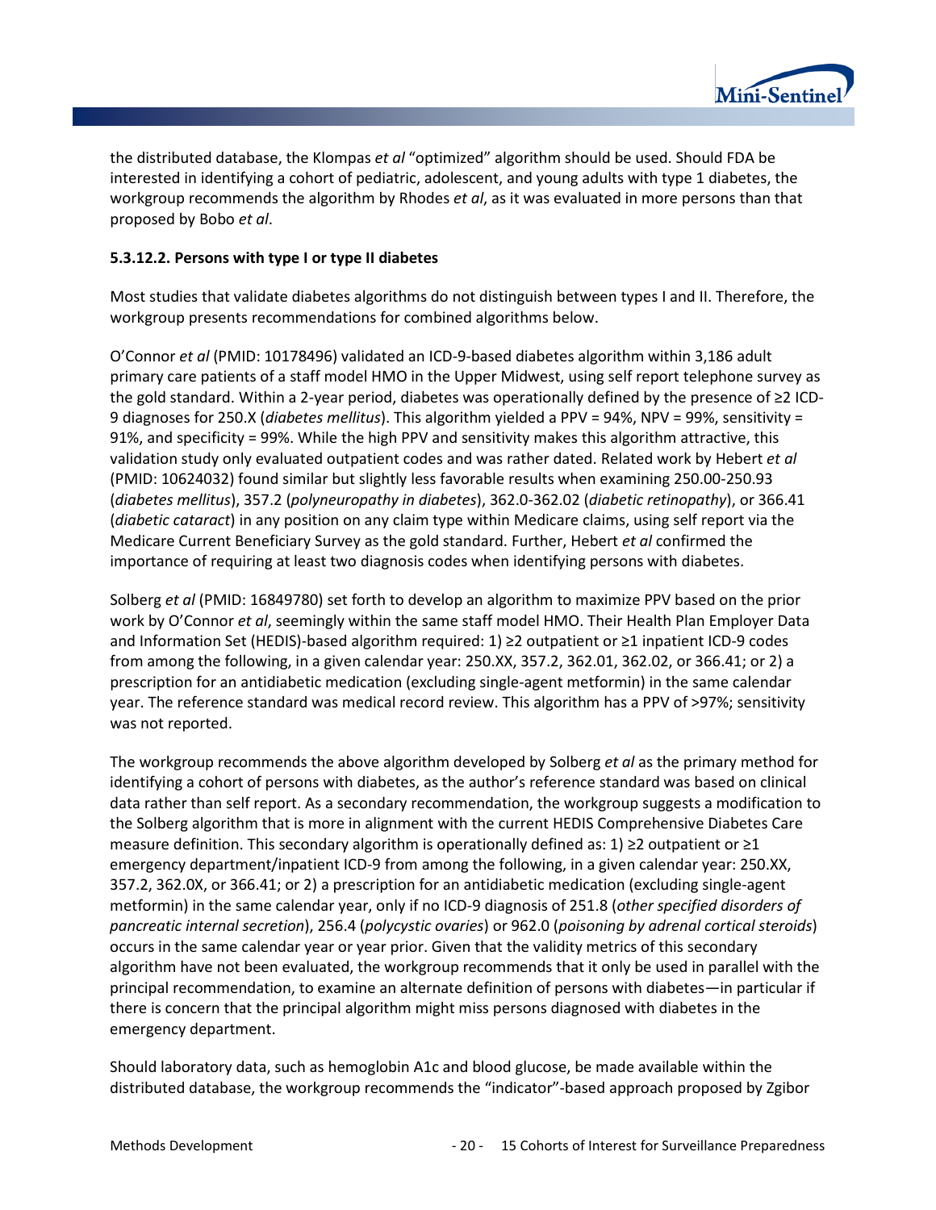the distributed database, the Klompas *et al* "optimized" algorithm should be used. Should FDA be interested in identifying a cohort of pediatric, adolescent, and young adults with type 1 diabetes, the workgroup recommends the algorithm by Rhodes *et al*, as it was evaluated in more persons than that proposed by Bobo *et al*.

#### 5.3.12.2. Persons with type I or type II diabetes

Most studies that validate diabetes algorithms do not distinguish between types I and II. Therefore, the workgroup presents recommendations for combined algorithms below.

O'Connor *et al* (PMID: 10178496) validated an ICD-9-based diabetes algorithm within 3,186 adult primary care patients of a staff model HMO in the Upper Midwest, using self report telephone survey as the gold standard. Within a 2-year period, diabetes was operationally defined by the presence of ≥2 ICD-9 diagnoses for 250.X (*diabetes mellitus*). This algorithm yielded a PPV = 94%, NPV = 99%, sensitivity = 91%, and specificity = 99%. While the high PPV and sensitivity makes this algorithm attractive, this validation study only evaluated outpatient codes and was rather dated. Related work by Hebert *et al* (PMID: 10624032) found similar but slightly less favorable results when examining 250.00-250.93 (*diabetes mellitus*), 357.2 (*polyneuropathy in diabetes*), 362.0-362.02 (*diabetic retinopathy*), or 366.41 (*diabetic cataract*) in any position on any claim type within Medicare claims, using self report via the Medicare Current Beneficiary Survey as the gold standard. Further, Hebert *et al* confirmed the importance of requiring at least two diagnosis codes when identifying persons with diabetes.

Solberg *et al* (PMID: 16849780) set forth to develop an algorithm to maximize PPV based on the prior work by O'Connor *et al*, seemingly within the same staff model HMO. Their Health Plan Employer Data and Information Set (HEDIS)-based algorithm required: 1) ≥2 outpatient or ≥1 inpatient ICD-9 codes from among the following, in a given calendar year: 250.XX, 357.2, 362.01, 362.02, or 366.41; or 2) a prescription for an antidiabetic medication (excluding single-agent metformin) in the same calendar year. The reference standard was medical record review. This algorithm has a PPV of >97%; sensitivity was not reported.

The workgroup recommends the above algorithm developed by Solberg *et al* as the primary method for identifying a cohort of persons with diabetes, as the author's reference standard was based on clinical data rather than self report. As a secondary recommendation, the workgroup suggests a modification to the Solberg algorithm that is more in alignment with the current HEDIS Comprehensive Diabetes Care measure definition. This secondary algorithm is operationally defined as: 1) ≥2 outpatient or ≥1 emergency department/inpatient ICD-9 from among the following, in a given calendar year: 250.XX, 357.2, 362.0X, or 366.41; or 2) a prescription for an antidiabetic medication (excluding single-agent metformin) in the same calendar year, only if no ICD-9 diagnosis of 251.8 (*other specified disorders of pancreatic internal secretion*), 256.4 (*polycystic ovaries*) or 962.0 (*poisoning by adrenal cortical steroids*) occurs in the same calendar year or year prior. Given that the validity metrics of this secondary algorithm have not been evaluated, the workgroup recommends that it only be used in parallel with the principal recommendation, to examine an alternate definition of persons with diabetes—in particular if there is concern that the principal algorithm might miss persons diagnosed with diabetes in the emergency department.

Should laboratory data, such as hemoglobin A1c and blood glucose, be made available within the distributed database, the workgroup recommends the "indicator"-based approach proposed by Zgibor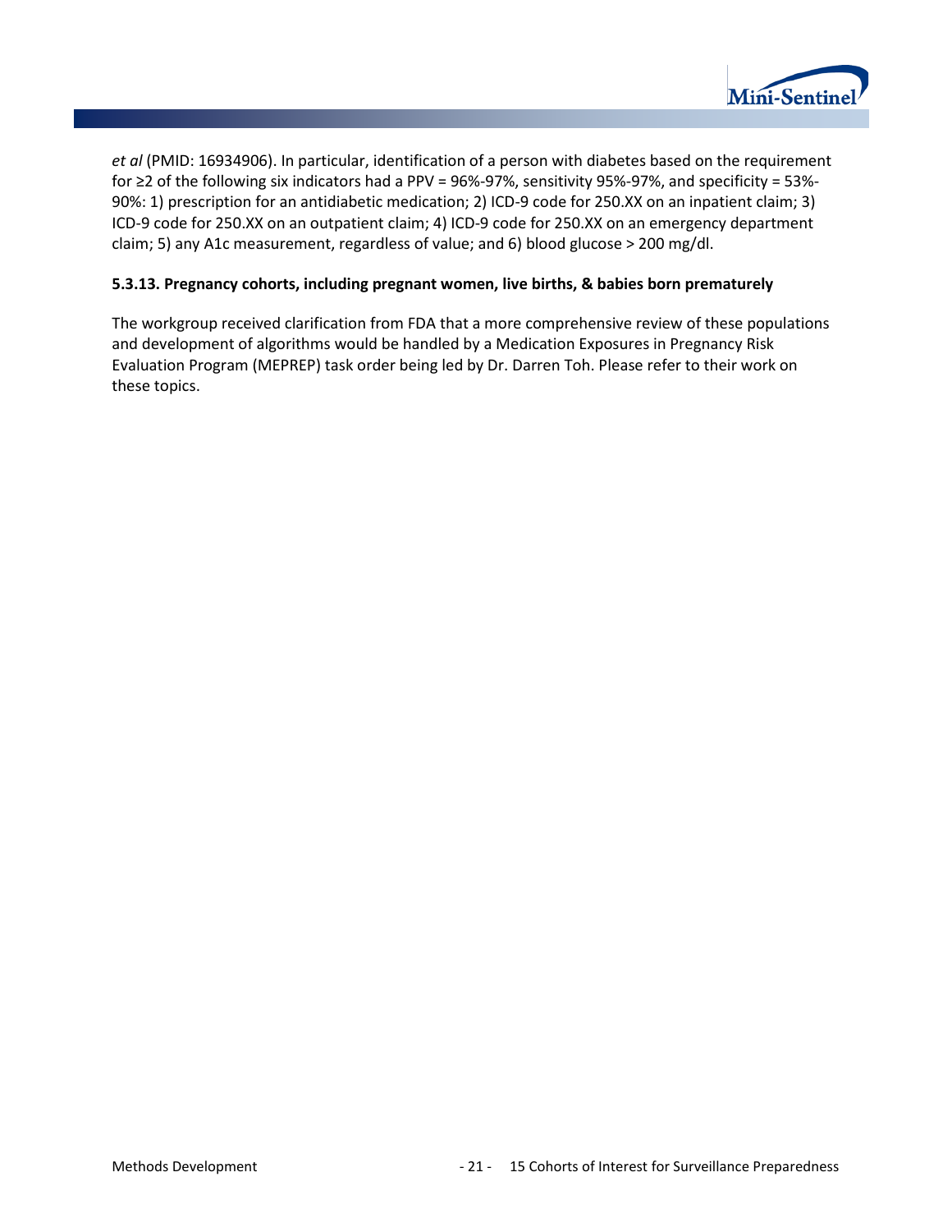*et al* (PMID: 16934906). In particular, identification of a person with diabetes based on the requirement for ≥2 of the following six indicators had a PPV = 96%-97%, sensitivity 95%-97%, and specificity = 53%-90%: 1) prescription for an antidiabetic medication; 2) ICD-9 code for 250.XX on an inpatient claim; 3) ICD-9 code for 250.XX on an outpatient claim; 4) ICD-9 code for 250.XX on an emergency department claim; 5) any A1c measurement, regardless of value; and 6) blood glucose > 200 mg/dl.

#### 5.3.13. Pregnancy cohorts, including pregnant women, live births, & babies born prematurely

The workgroup received clarification from FDA that a more comprehensive review of these populations and development of algorithms would be handled by a Medication Exposures in Pregnancy Risk Evaluation Program (MEPREP) task order being led by Dr. Darren Toh. Please refer to their work on these topics.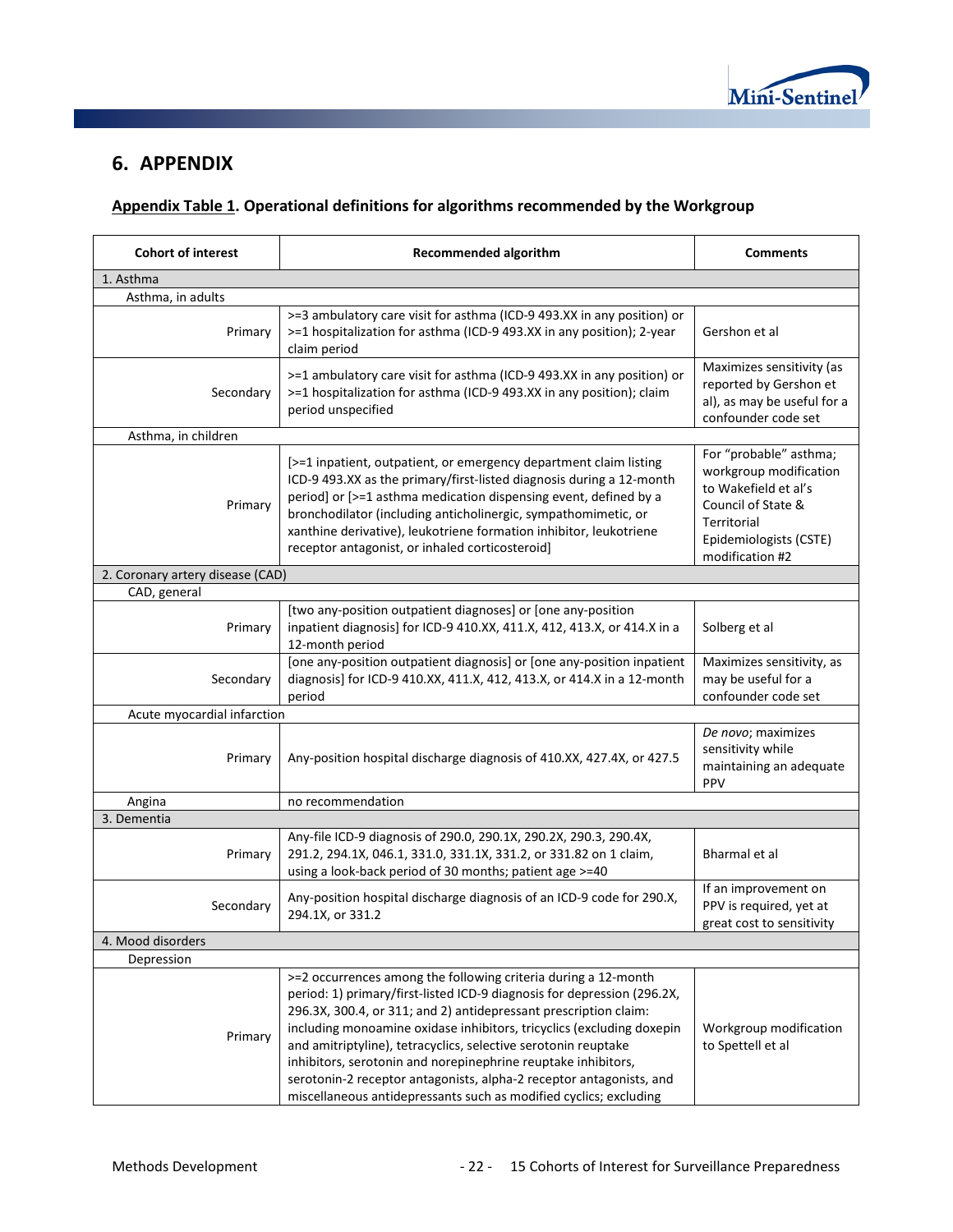# 6. APPENDIX

**Appendix Table 1. Operational definitions for algorithms recommended by the Workgroup**

| Cohort of interest | Recommended algorithm | Comments |
|---|---|---|
| 1. Asthma | | |
| Asthma, in adults | | |
| Primary | >=3 ambulatory care visit for asthma (ICD-9 493.XX in any position) or >=1 hospitalization for asthma (ICD-9 493.XX in any position); 2-year claim period | Gershon et al |
| Secondary | >=1 ambulatory care visit for asthma (ICD-9 493.XX in any position) or >=1 hospitalization for asthma (ICD-9 493.XX in any position); claim period unspecified | Maximizes sensitivity (as reported by Gershon et al), as may be useful for a confounder code set |
| Asthma, in children | | |
| Primary | [>=1 inpatient, outpatient, or emergency department claim listing ICD-9 493.XX as the primary/first-listed diagnosis during a 12-month period] or [>=1 asthma medication dispensing event, defined by a bronchodilator (including anticholinergic, sympathomimetic, or xanthine derivative), leukotriene formation inhibitor, leukotriene receptor antagonist, or inhaled corticosteroid] | For "probable" asthma; workgroup modification to Wakefield et al's Council of State & Territorial Epidemiologists (CSTE) modification #2 |
| 2. Coronary artery disease (CAD) | | |
| CAD, general | | |
| Primary | [two any-position outpatient diagnoses] or [one any-position inpatient diagnosis] for ICD-9 410.XX, 411.X, 412, 413.X, or 414.X in a 12-month period | Solberg et al |
| Secondary | [one any-position outpatient diagnosis] or [one any-position inpatient diagnosis] for ICD-9 410.XX, 411.X, 412, 413.X, or 414.X in a 12-month period | Maximizes sensitivity, as may be useful for a confounder code set |
| Acute myocardial infarction | | |
| Primary | Any-position hospital discharge diagnosis of 410.XX, 427.4X, or 427.5 | *De novo*; maximizes sensitivity while maintaining an adequate PPV |
| Angina | no recommendation | |
| 3. Dementia | | |
| Primary | Any-file ICD-9 diagnosis of 290.0, 290.1X, 290.2X, 290.3, 290.4X, 291.2, 294.1X, 046.1, 331.0, 331.1X, 331.2, or 331.82 on 1 claim, using a look-back period of 30 months; patient age >=40 | Bharmal et al |
| Secondary | Any-position hospital discharge diagnosis of an ICD-9 code for 290.X, 294.1X, or 331.2 | If an improvement on PPV is required, yet at great cost to sensitivity |
| 4. Mood disorders | | |
| Depression | | |
| Primary | >=2 occurrences among the following criteria during a 12-month period: 1) primary/first-listed ICD-9 diagnosis for depression (296.2X, 296.3X, 300.4, or 311; and 2) antidepressant prescription claim: including monoamine oxidase inhibitors, tricyclics (excluding doxepin and amitriptyline), tetracyclics, selective serotonin reuptake inhibitors, serotonin and norepinephrine reuptake inhibitors, serotonin-2 receptor antagonists, alpha-2 receptor antagonists, and miscellaneous antidepressants such as modified cyclics; excluding | Workgroup modification to Spettell et al |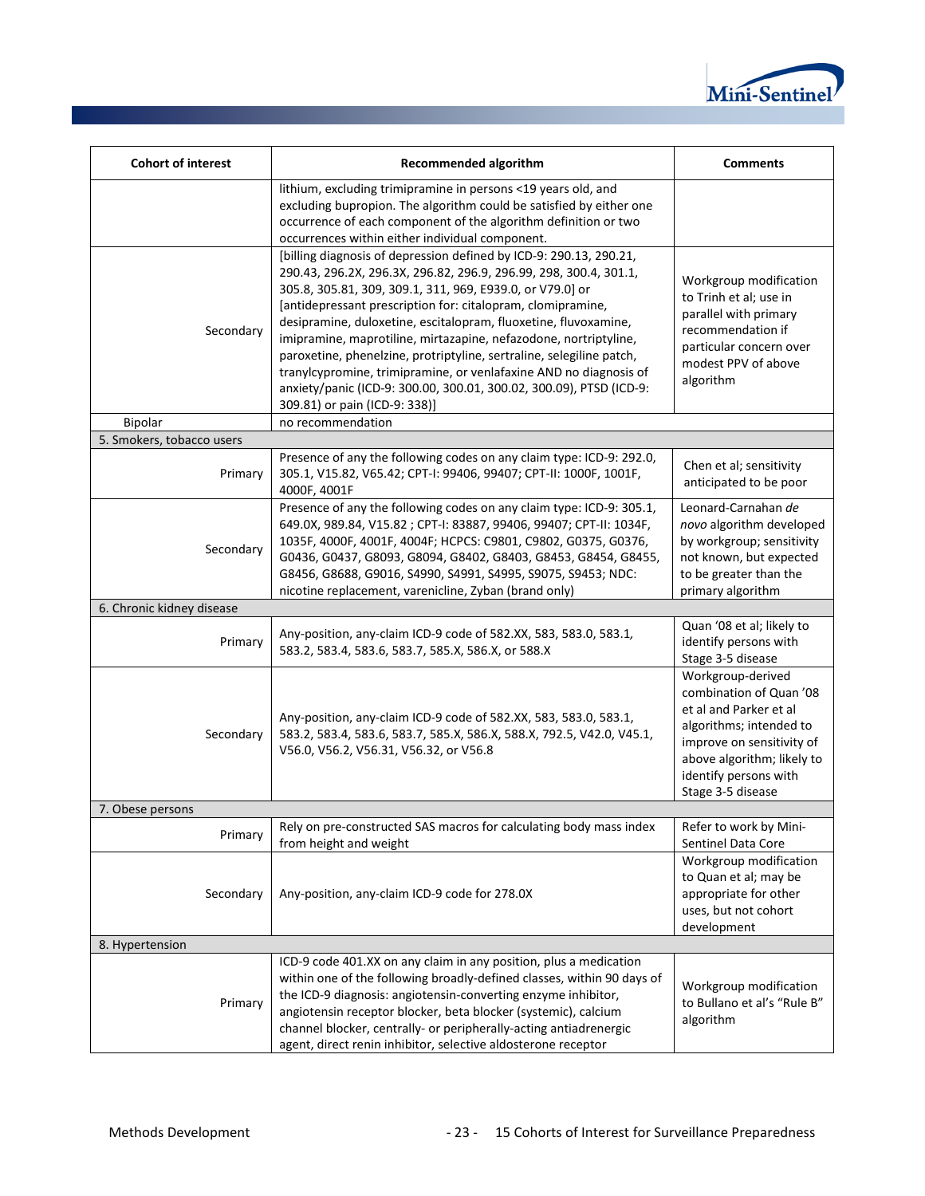| Cohort of interest | Recommended algorithm | Comments |
|---|---|---|
| | lithium, excluding trimipramine in persons <19 years old, and excluding bupropion. The algorithm could be satisfied by either one occurrence of each component of the algorithm definition or two occurrences within either individual component. | |
| Secondary | [billing diagnosis of depression defined by ICD-9: 290.13, 290.21, 290.43, 296.2X, 296.3X, 296.82, 296.9, 296.99, 298, 300.4, 301.1, 305.8, 305.81, 309, 309.1, 311, 969, E939.0, or V79.0] or [antidepressant prescription for: citalopram, clomipramine, desipramine, duloxetine, escitalopram, fluoxetine, fluvoxamine, imipramine, maprotiline, mirtazapine, nefazodone, nortriptyline, paroxetine, phenelzine, protriptyline, sertraline, selegiline patch, tranylcypromine, trimipramine, or venlafaxine AND no diagnosis of anxiety/panic (ICD-9: 300.00, 300.01, 300.02, 300.09), PTSD (ICD-9: 309.81) or pain (ICD-9: 338)] | Workgroup modification to Trinh et al; use in parallel with primary recommendation if particular concern over modest PPV of above algorithm |
| Bipolar | no recommendation | |
| 5. Smokers, tobacco users | | |
| Primary | Presence of any the following codes on any claim type: ICD-9: 292.0, 305.1, V15.82, V65.42; CPT-I: 99406, 99407; CPT-II: 1000F, 1001F, 4000F, 4001F | Chen et al; sensitivity anticipated to be poor |
| Secondary | Presence of any the following codes on any claim type: ICD-9: 305.1, 649.0X, 989.84, V15.82 ; CPT-I: 83887, 99406, 99407; CPT-II: 1034F, 1035F, 4000F, 4001F, 4004F; HCPCS: C9801, C9802, G0375, G0376, G0436, G0437, G8093, G8094, G8402, G8403, G8453, G8454, G8455, G8456, G8688, G9016, S4990, S4991, S4995, S9075, S9453; NDC: nicotine replacement, varenicline, Zyban (brand only) | Leonard-Carnahan *de novo* algorithm developed by workgroup; sensitivity not known, but expected to be greater than the primary algorithm |
| 6. Chronic kidney disease | | |
| Primary | Any-position, any-claim ICD-9 code of 582.XX, 583, 583.0, 583.1, 583.2, 583.4, 583.6, 583.7, 585.X, 586.X, or 588.X | Quan '08 et al; likely to identify persons with Stage 3-5 disease |
| Secondary | Any-position, any-claim ICD-9 code of 582.XX, 583, 583.0, 583.1, 583.2, 583.4, 583.6, 583.7, 585.X, 586.X, 588.X, 792.5, V42.0, V45.1, V56.0, V56.2, V56.31, V56.32, or V56.8 | Workgroup-derived combination of Quan '08 et al and Parker et al algorithms; intended to improve on sensitivity of above algorithm; likely to identify persons with Stage 3-5 disease |
| 7. Obese persons | | |
| Primary | Rely on pre-constructed SAS macros for calculating body mass index from height and weight | Refer to work by Mini-Sentinel Data Core |
| Secondary | Any-position, any-claim ICD-9 code for 278.0X | Workgroup modification to Quan et al; may be appropriate for other uses, but not cohort development |
| 8. Hypertension | | |
| Primary | ICD-9 code 401.XX on any claim in any position, plus a medication within one of the following broadly-defined classes, within 90 days of the ICD-9 diagnosis: angiotensin-converting enzyme inhibitor, angiotensin receptor blocker, beta blocker (systemic), calcium channel blocker, centrally- or peripherally-acting antiadrenergic agent, direct renin inhibitor, selective aldosterone receptor | Workgroup modification to Bullano et al's "Rule B" algorithm |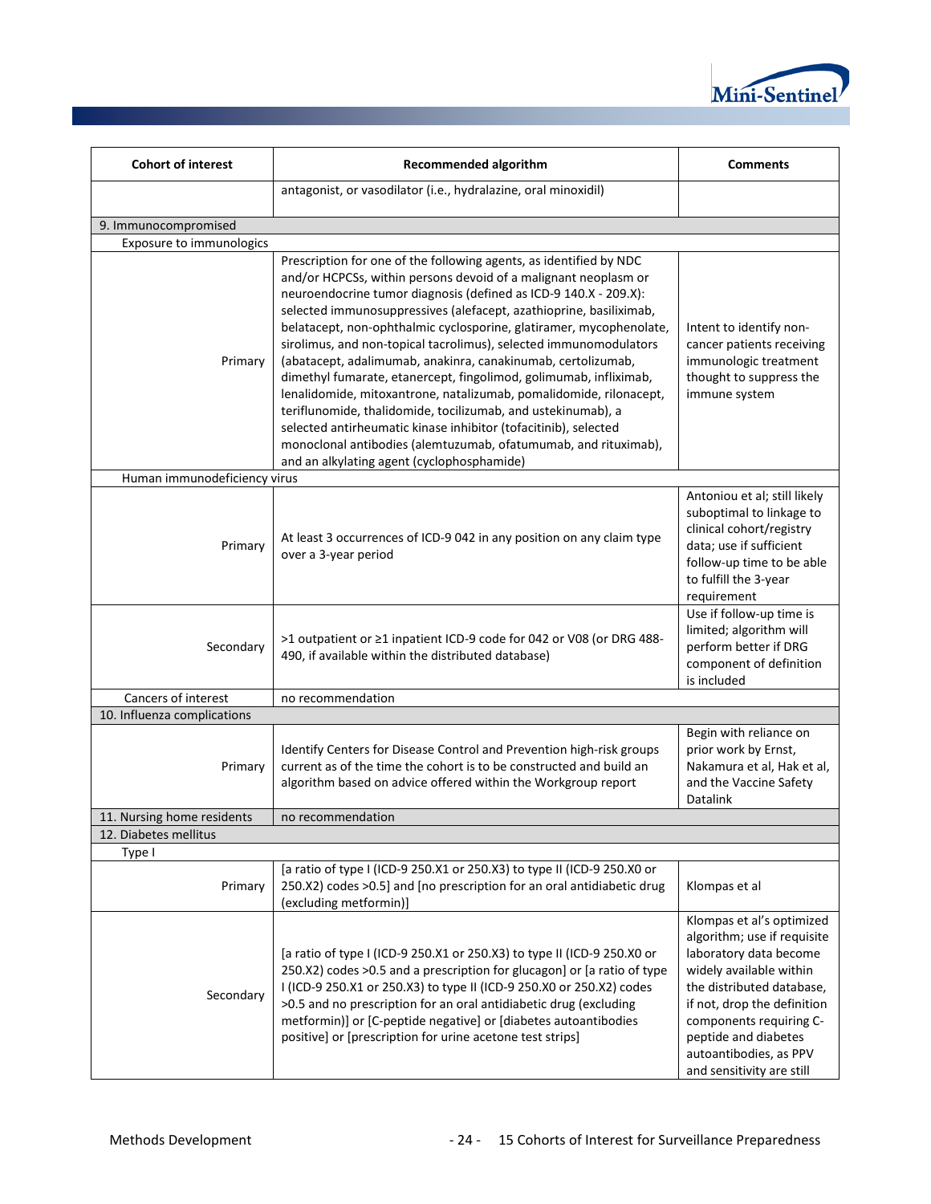| Cohort of interest | Recommended algorithm | Comments |
|---|---|---|
| | antagonist, or vasodilator (i.e., hydralazine, oral minoxidil) | |
| 9. Immunocompromised | | |
| Exposure to immunologics | | |
| Primary | Prescription for one of the following agents, as identified by NDC and/or HCPCSs, within persons devoid of a malignant neoplasm or neuroendocrine tumor diagnosis (defined as ICD-9 140.X - 209.X): selected immunosuppressives (alefacept, azathioprine, basiliximab, belatacept, non-ophthalmic cyclosporine, glatiramer, mycophenolate, sirolimus, and non-topical tacrolimus), selected immunomodulators (abatacept, adalimumab, anakinra, canakinumab, certolizumab, dimethyl fumarate, etanercept, fingolimod, golimumab, infliximab, lenalidomide, mitoxantrone, natalizumab, pomalidomide, rilonacept, teriflunomide, thalidomide, tocilizumab, and ustekinumab), a selected antirheumatic kinase inhibitor (tofacitinib), selected monoclonal antibodies (alemtuzumab, ofatumumab, and rituximab), and an alkylating agent (cyclophosphamide) | Intent to identify non-cancer patients receiving immunologic treatment thought to suppress the immune system |
| Human immunodeficiency virus | | |
| Primary | At least 3 occurrences of ICD-9 042 in any position on any claim type over a 3-year period | Antoniou et al; still likely suboptimal to linkage to clinical cohort/registry data; use if sufficient follow-up time to be able to fulfill the 3-year requirement |
| Secondary | >1 outpatient or ≥1 inpatient ICD-9 code for 042 or V08 (or DRG 488-490, if available within the distributed database) | Use if follow-up time is limited; algorithm will perform better if DRG component of definition is included |
| Cancers of interest | no recommendation | |
| 10. Influenza complications | | |
| Primary | Identify Centers for Disease Control and Prevention high-risk groups current as of the time the cohort is to be constructed and build an algorithm based on advice offered within the Workgroup report | Begin with reliance on prior work by Ernst, Nakamura et al, Hak et al, and the Vaccine Safety Datalink |
| 11. Nursing home residents | no recommendation | |
| 12. Diabetes mellitus | | |
| Type I | | |
| Primary | [a ratio of type I (ICD-9 250.X1 or 250.X3) to type II (ICD-9 250.X0 or 250.X2) codes >0.5] and [no prescription for an oral antidiabetic drug (excluding metformin)] | Klompas et al |
| Secondary | [a ratio of type I (ICD-9 250.X1 or 250.X3) to type II (ICD-9 250.X0 or 250.X2) codes >0.5 and a prescription for glucagon] or [a ratio of type I (ICD-9 250.X1 or 250.X3) to type II (ICD-9 250.X0 or 250.X2) codes >0.5 and no prescription for an oral antidiabetic drug (excluding metformin)] or [C-peptide negative] or [diabetes autoantibodies positive] or [prescription for urine acetone test strips] | Klompas et al's optimized algorithm; use if requisite laboratory data become widely available within the distributed database, if not, drop the definition components requiring C-peptide and diabetes autoantibodies, as PPV and sensitivity are still |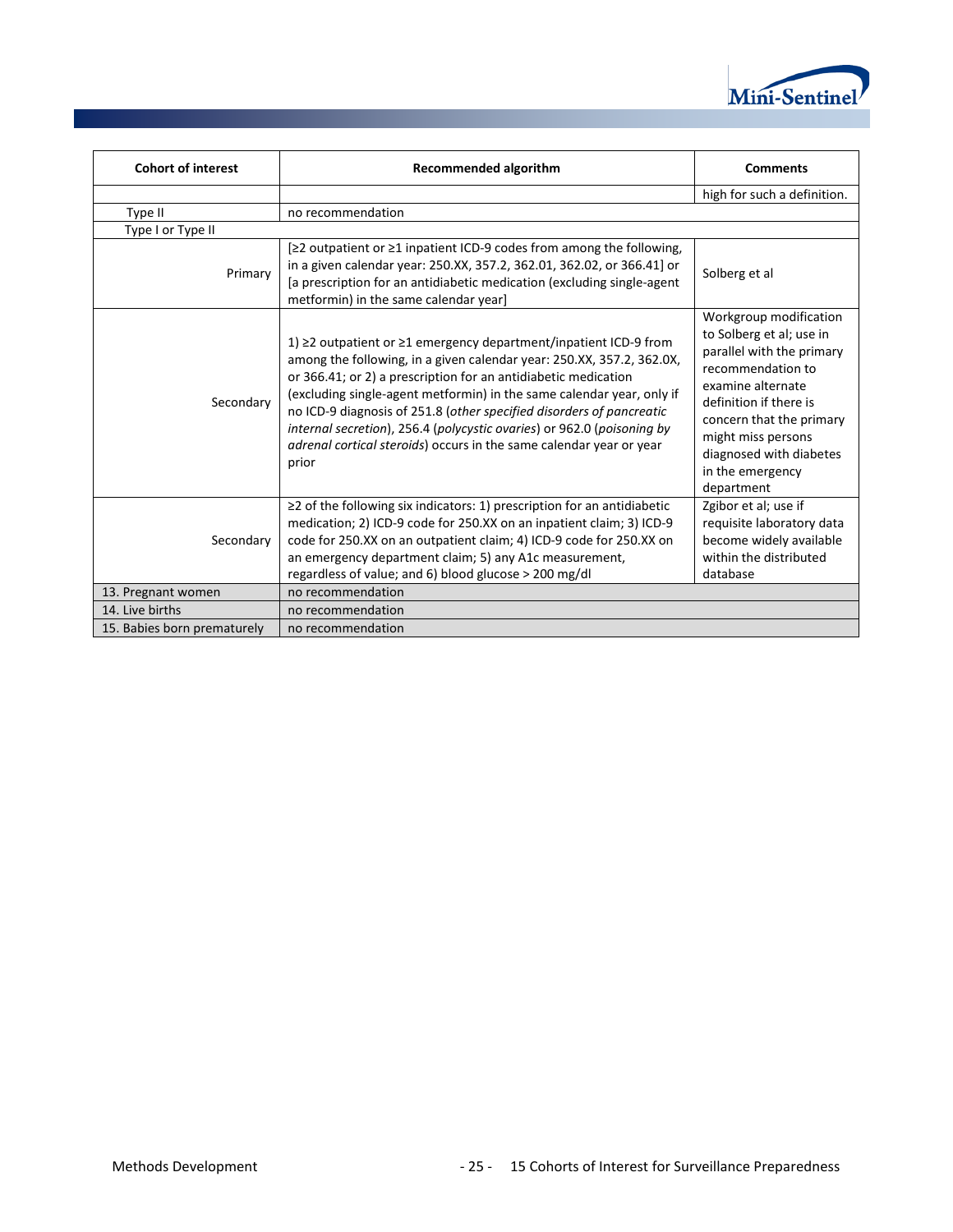| Cohort of interest | Recommended algorithm | Comments |
|---|---|---|
| | | high for such a definition. |
| Type II | no recommendation | |
| Type I or Type II | | |
| Primary | [≥2 outpatient or ≥1 inpatient ICD-9 codes from among the following, in a given calendar year: 250.XX, 357.2, 362.01, 362.02, or 366.41] or [a prescription for an antidiabetic medication (excluding single-agent metformin) in the same calendar year] | Solberg et al |
| Secondary | 1) ≥2 outpatient or ≥1 emergency department/inpatient ICD-9 from among the following, in a given calendar year: 250.XX, 357.2, 362.0X, or 366.41; or 2) a prescription for an antidiabetic medication (excluding single-agent metformin) in the same calendar year, only if no ICD-9 diagnosis of 251.8 (*other specified disorders of pancreatic internal secretion*), 256.4 (*polycystic ovaries*) or 962.0 (*poisoning by adrenal cortical steroids*) occurs in the same calendar year or year prior | Workgroup modification to Solberg et al; use in parallel with the primary recommendation to examine alternate definition if there is concern that the primary might miss persons diagnosed with diabetes in the emergency department |
| Secondary | ≥2 of the following six indicators: 1) prescription for an antidiabetic medication; 2) ICD-9 code for 250.XX on an inpatient claim; 3) ICD-9 code for 250.XX on an outpatient claim; 4) ICD-9 code for 250.XX on an emergency department claim; 5) any A1c measurement, regardless of value; and 6) blood glucose > 200 mg/dl | Zgibor et al; use if requisite laboratory data become widely available within the distributed database |
| 13. Pregnant women | no recommendation | |
| 14. Live births | no recommendation | |
| 15. Babies born prematurely | no recommendation | |